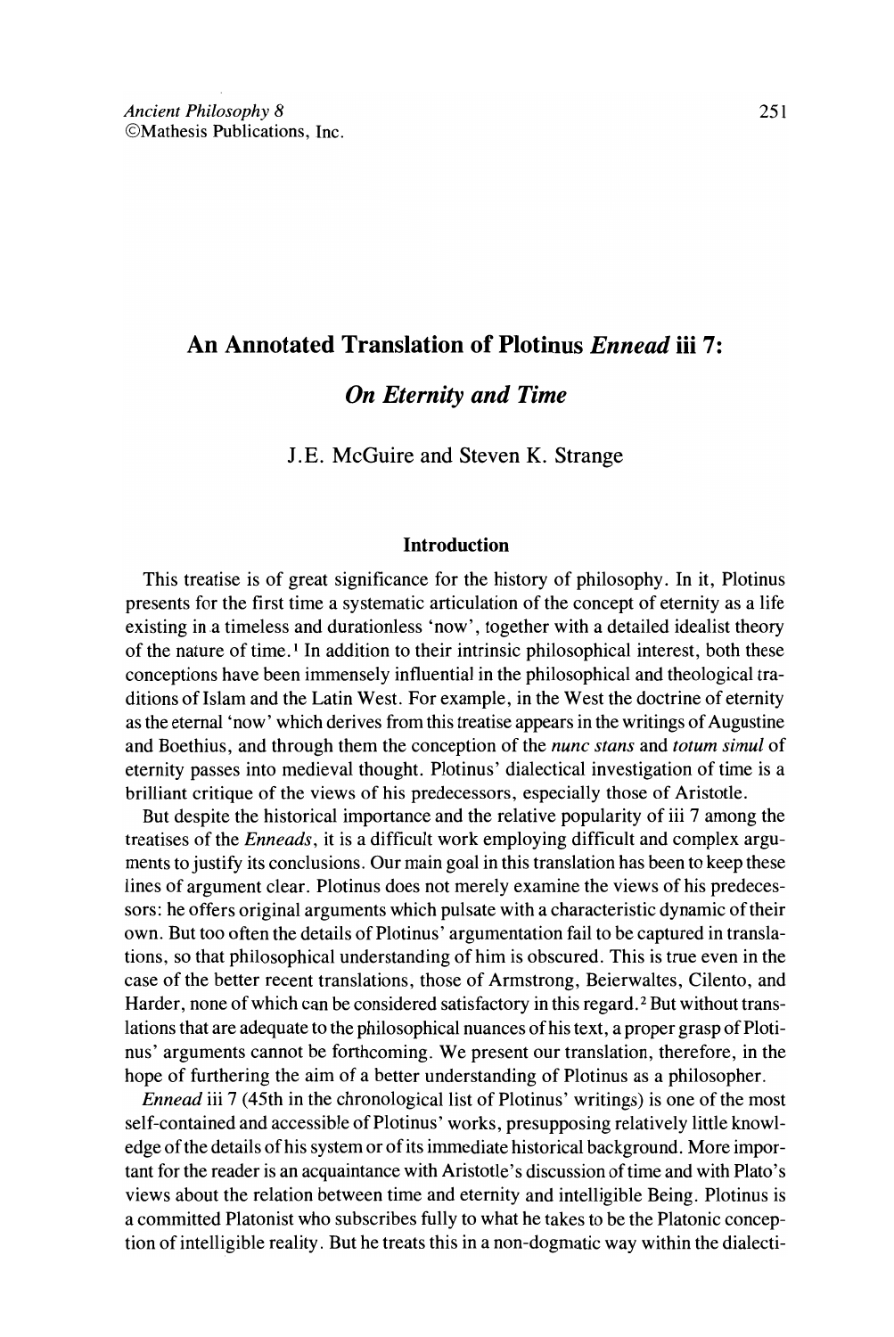Ancient Philosophy 8
©Mathesis Publications, Inc.

# An Annotated Translation of Plotinus *Ennead* iii 7:

## *On Eternity and Time*

J.E. McGuire and Steven K. Strange

### Introduction

This treatise is of great significance for the history of philosophy. In it, Plotinus presents for the first time a systematic articulation of the concept of eternity as a life existing in a timeless and durationless 'now', together with a detailed idealist theory of the nature of time.[1] In addition to their intrinsic philosophical interest, both these conceptions have been immensely influential in the philosophical and theological traditions of Islam and the Latin West. For example, in the West the doctrine of eternity as the eternal 'now' which derives from this treatise appears in the writings of Augustine and Boethius, and through them the conception of the *nunc stans* and *totum simul* of eternity passes into medieval thought. Plotinus' dialectical investigation of time is a brilliant critique of the views of his predecessors, especially those of Aristotle.

But despite the historical importance and the relative popularity of iii 7 among the treatises of the *Enneads*, it is a difficult work employing difficult and complex arguments to justify its conclusions. Our main goal in this translation has been to keep these lines of argument clear. Plotinus does not merely examine the views of his predecessors: he offers original arguments which pulsate with a characteristic dynamic of their own. But too often the details of Plotinus' argumentation fail to be captured in translations, so that philosophical understanding of him is obscured. This is true even in the case of the better recent translations, those of Armstrong, Beierwaltes, Cilento, and Harder, none of which can be considered satisfactory in this regard.[2] But without translations that are adequate to the philosophical nuances of his text, a proper grasp of Plotinus' arguments cannot be forthcoming. We present our translation, therefore, in the hope of furthering the aim of a better understanding of Plotinus as a philosopher.

*Ennead* iii 7 (45th in the chronological list of Plotinus' writings) is one of the most self-contained and accessible of Plotinus' works, presupposing relatively little knowledge of the details of his system or of its immediate historical background. More important for the reader is an acquaintance with Aristotle's discussion of time and with Plato's views about the relation between time and eternity and intelligible Being. Plotinus is a committed Platonist who subscribes fully to what he takes to be the Platonic conception of intelligible reality. But he treats this in a non-dogmatic way within the dialecti-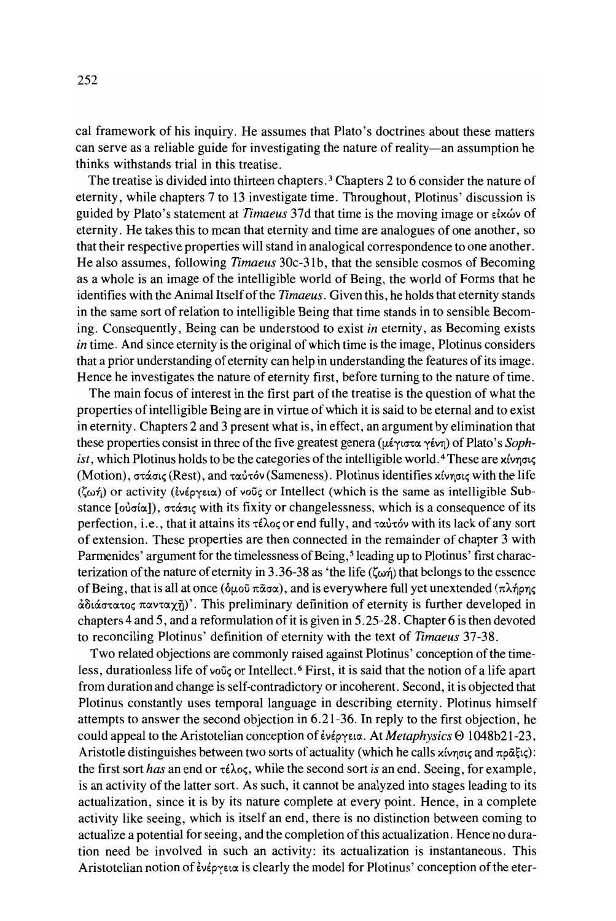cal framework of his inquiry. He assumes that Plato's doctrines about these matters can serve as a reliable guide for investigating the nature of reality—an assumption he thinks withstands trial in this treatise.

The treatise is divided into thirteen chapters.[3] Chapters 2 to 6 consider the nature of eternity, while chapters 7 to 13 investigate time. Throughout, Plotinus' discussion is guided by Plato's statement at *Timaeus* 37d that time is the moving image or εἰκών of eternity. He takes this to mean that eternity and time are analogues of one another, so that their respective properties will stand in analogical correspondence to one another. He also assumes, following *Timaeus* 30c-31b, that the sensible cosmos of Becoming as a whole is an image of the intelligible world of Being, the world of Forms that he identifies with the Animal Itself of the *Timaeus*. Given this, he holds that eternity stands in the same sort of relation to intelligible Being that time stands in to sensible Becoming. Consequently, Being can be understood to exist *in* eternity, as Becoming exists *in* time. And since eternity is the original of which time is the image, Plotinus considers that a prior understanding of eternity can help in understanding the features of its image. Hence he investigates the nature of eternity first, before turning to the nature of time.

The main focus of interest in the first part of the treatise is the question of what the properties of intelligible Being are in virtue of which it is said to be eternal and to exist in eternity. Chapters 2 and 3 present what is, in effect, an argument by elimination that these properties consist in three of the five greatest genera (μέγιστα γένη) of Plato's *Sophist*, which Plotinus holds to be the categories of the intelligible world.[4] These are κίνησις (Motion), στάσις (Rest), and ταὐτόν (Sameness). Plotinus identifies κίνησις with the life (ζωή) or activity (ἐνέργεια) of νοῦς or Intellect (which is the same as intelligible Substance [οὐσία]), στάσις with its fixity or changelessness, which is a consequence of its perfection, i.e., that it attains its τέλος or end fully, and ταὐτόν with its lack of any sort of extension. These properties are then connected in the remainder of chapter 3 with Parmenides' argument for the timelessness of Being,[5] leading up to Plotinus' first characterization of the nature of eternity in 3.36-38 as 'the life (ζωή) that belongs to the essence of Being, that is all at once (ὁμοῦ πᾶσα), and is everywhere full yet unextended (πλήρης ἀδιάστατος πανταχῇ)'. This preliminary definition of eternity is further developed in chapters 4 and 5, and a reformulation of it is given in 5.25-28. Chapter 6 is then devoted to reconciling Plotinus' definition of eternity with the text of *Timaeus* 37-38.

Two related objections are commonly raised against Plotinus' conception of the timeless, durationless life of νοῦς or Intellect.[6] First, it is said that the notion of a life apart from duration and change is self-contradictory or incoherent. Second, it is objected that Plotinus constantly uses temporal language in describing eternity. Plotinus himself attempts to answer the second objection in 6.21-36. In reply to the first objection, he could appeal to the Aristotelian conception of ἐνέργεια. At *Metaphysics* Θ 1048b21-23, Aristotle distinguishes between two sorts of actuality (which he calls κίνησις and πρᾶξις): the first sort *has* an end or τέλος, while the second sort *is* an end. Seeing, for example, is an activity of the latter sort. As such, it cannot be analyzed into stages leading to its actualization, since it is by its nature complete at every point. Hence, in a complete activity like seeing, which is itself an end, there is no distinction between coming to actualize a potential for seeing, and the completion of this actualization. Hence no duration need be involved in such an activity: its actualization is instantaneous. This Aristotelian notion of ἐνέργεια is clearly the model for Plotinus' conception of the eter-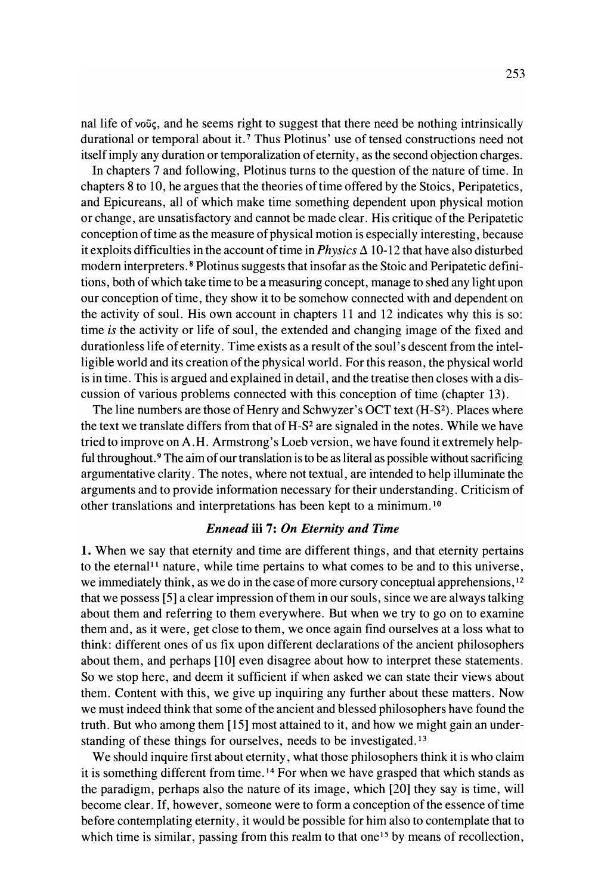nal life of νοῦς, and he seems right to suggest that there need be nothing intrinsically durational or temporal about it.[7] Thus Plotinus' use of tensed constructions need not itself imply any duration or temporalization of eternity, as the second objection charges.

In chapters 7 and following, Plotinus turns to the question of the nature of time. In chapters 8 to 10, he argues that the theories of time offered by the Stoics, Peripatetics, and Epicureans, all of which make time something dependent upon physical motion or change, are unsatisfactory and cannot be made clear. His critique of the Peripatetic conception of time as the measure of physical motion is especially interesting, because it exploits difficulties in the account of time in *Physics* Δ 10-12 that have also disturbed modern interpreters.[8] Plotinus suggests that insofar as the Stoic and Peripatetic definitions, both of which take time to be a measuring concept, manage to shed any light upon our conception of time, they show it to be somehow connected with and dependent on the activity of soul. His own account in chapters 11 and 12 indicates why this is so: time *is* the activity or life of soul, the extended and changing image of the fixed and durationless life of eternity. Time exists as a result of the soul's descent from the intelligible world and its creation of the physical world. For this reason, the physical world is in time. This is argued and explained in detail, and the treatise then closes with a discussion of various problems connected with this conception of time (chapter 13).

The line numbers are those of Henry and Schwyzer's OCT text (H-S²). Places where the text we translate differs from that of H-S² are signaled in the notes. While we have tried to improve on A.H. Armstrong's Loeb version, we have found it extremely helpful throughout.[9] The aim of our translation is to be as literal as possible without sacrificing argumentative clarity. The notes, where not textual, are intended to help illuminate the arguments and to provide information necessary for their understanding. Criticism of other translations and interpretations has been kept to a minimum.[10]

### *Ennead* iii 7: *On Eternity and Time*

**1.** When we say that eternity and time are different things, and that eternity pertains to the eternal[11] nature, while time pertains to what comes to be and to this universe, we immediately think, as we do in the case of more cursory conceptual apprehensions,[12] that we possess [5] a clear impression of them in our souls, since we are always talking about them and referring to them everywhere. But when we try to go on to examine them and, as it were, get close to them, we once again find ourselves at a loss what to think: different ones of us fix upon different declarations of the ancient philosophers about them, and perhaps [10] even disagree about how to interpret these statements. So we stop here, and deem it sufficient if when asked we can state their views about them. Content with this, we give up inquiring any further about these matters. Now we must indeed think that some of the ancient and blessed philosophers have found the truth. But who among them [15] most attained to it, and how we might gain an understanding of these things for ourselves, needs to be investigated.[13]

We should inquire first about eternity, what those philosophers think it is who claim it is something different from time.[14] For when we have grasped that which stands as the paradigm, perhaps also the nature of its image, which [20] they say is time, will become clear. If, however, someone were to form a conception of the essence of time before contemplating eternity, it would be possible for him also to contemplate that to which time is similar, passing from this realm to that one[15] by means of recollection,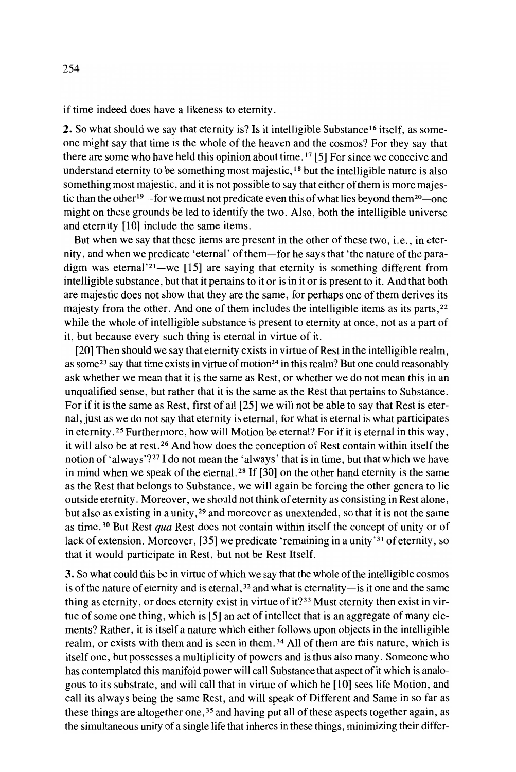if time indeed does have a likeness to eternity.

**2.** So what should we say that eternity is? Is it intelligible Substance[16] itself, as someone might say that time is the whole of the heaven and the cosmos? For they say that there are some who have held this opinion about time.[17] [5] For since we conceive and understand eternity to be something most majestic,[18] but the intelligible nature is also something most majestic, and it is not possible to say that either of them is more majestic than the other[19]—for we must not predicate even this of what lies beyond them[20]—one might on these grounds be led to identify the two. Also, both the intelligible universe and eternity [10] include the same items.

But when we say that these items are present in the other of these two, i.e., in eternity, and when we predicate 'eternal' of them—for he says that 'the nature of the paradigm was eternal'[21]—we [15] are saying that eternity is something different from intelligible substance, but that it pertains to it or is in it or is present to it. And that both are majestic does not show that they are the same, for perhaps one of them derives its majesty from the other. And one of them includes the intelligible items as its parts,[22] while the whole of intelligible substance is present to eternity at once, not as a part of it, but because every such thing is eternal in virtue of it.

[20] Then should we say that eternity exists in virtue of Rest in the intelligible realm, as some[23] say that time exists in virtue of motion[24] in this realm? But one could reasonably ask whether we mean that it is the same as Rest, or whether we do not mean this in an unqualified sense, but rather that it is the same as the Rest that pertains to Substance. For if it is the same as Rest, first of all [25] we will not be able to say that Rest is eternal, just as we do not say that eternity is eternal, for what is eternal is what participates in eternity.[25] Furthermore, how will Motion be eternal? For if it is eternal in this way, it will also be at rest.[26] And how does the conception of Rest contain within itself the notion of 'always'?[27] I do not mean the 'always' that is in time, but that which we have in mind when we speak of the eternal.[28] If [30] on the other hand eternity is the same as the Rest that belongs to Substance, we will again be forcing the other genera to lie outside eternity. Moreover, we should not think of eternity as consisting in Rest alone, but also as existing in a unity,[29] and moreover as unextended, so that it is not the same as time.[30] But Rest *qua* Rest does not contain within itself the concept of unity or of lack of extension. Moreover, [35] we predicate 'remaining in a unity'[31] of eternity, so that it would participate in Rest, but not be Rest Itself.

**3.** So what could this be in virtue of which we say that the whole of the intelligible cosmos is of the nature of eternity and is eternal,[32] and what is eternality—is it one and the same thing as eternity, or does eternity exist in virtue of it?[33] Must eternity then exist in virtue of some one thing, which is [5] an act of intellect that is an aggregate of many elements? Rather, it is itself a nature which either follows upon objects in the intelligible realm, or exists with them and is seen in them.[34] All of them are this nature, which is itself one, but possesses a multiplicity of powers and is thus also many. Someone who has contemplated this manifold power will call Substance that aspect of it which is analogous to its substrate, and will call that in virtue of which he [10] sees life Motion, and call its always being the same Rest, and will speak of Different and Same in so far as these things are altogether one,[35] and having put all of these aspects together again, as the simultaneous unity of a single life that inheres in these things, minimizing their differ-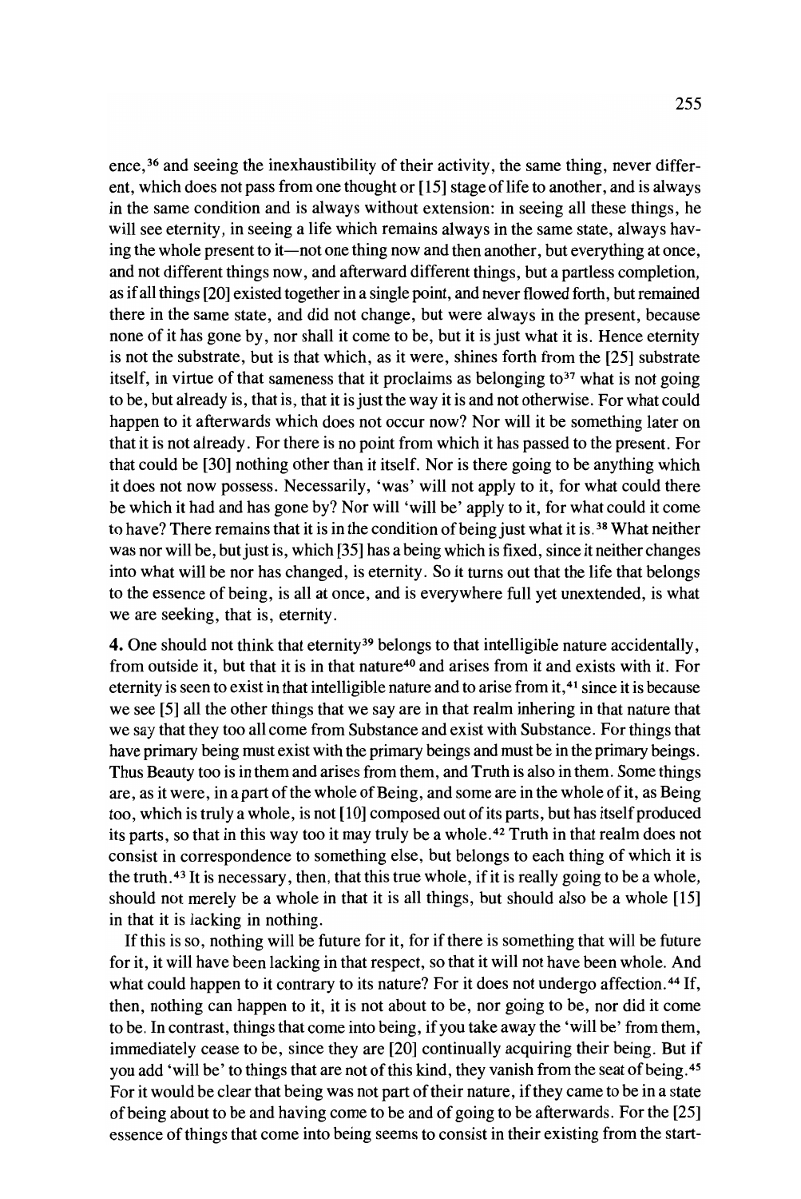ence,[36] and seeing the inexhaustibility of their activity, the same thing, never different, which does not pass from one thought or [15] stage of life to another, and is always in the same condition and is always without extension: in seeing all these things, he will see eternity, in seeing a life which remains always in the same state, always having the whole present to it—not one thing now and then another, but everything at once, and not different things now, and afterward different things, but a partless completion, as if all things [20] existed together in a single point, and never flowed forth, but remained there in the same state, and did not change, but were always in the present, because none of it has gone by, nor shall it come to be, but it is just what it is. Hence eternity is not the substrate, but is that which, as it were, shines forth from the [25] substrate itself, in virtue of that sameness that it proclaims as belonging to[37] what is not going to be, but already is, that is, that it is just the way it is and not otherwise. For what could happen to it afterwards which does not occur now? Nor will it be something later on that it is not already. For there is no point from which it has passed to the present. For that could be [30] nothing other than it itself. Nor is there going to be anything which it does not now possess. Necessarily, 'was' will not apply to it, for what could there be which it had and has gone by? Nor will 'will be' apply to it, for what could it come to have? There remains that it is in the condition of being just what it is.[38] What neither was nor will be, but just is, which [35] has a being which is fixed, since it neither changes into what will be nor has changed, is eternity. So it turns out that the life that belongs to the essence of being, is all at once, and is everywhere full yet unextended, is what we are seeking, that is, eternity.

**4.** One should not think that eternity[39] belongs to that intelligible nature accidentally, from outside it, but that it is in that nature[40] and arises from it and exists with it. For eternity is seen to exist in that intelligible nature and to arise from it,[41] since it is because we see [5] all the other things that we say are in that realm inhering in that nature that we say that they too all come from Substance and exist with Substance. For things that have primary being must exist with the primary beings and must be in the primary beings. Thus Beauty too is in them and arises from them, and Truth is also in them. Some things are, as it were, in a part of the whole of Being, and some are in the whole of it, as Being too, which is truly a whole, is not [10] composed out of its parts, but has itself produced its parts, so that in this way too it may truly be a whole.[42] Truth in that realm does not consist in correspondence to something else, but belongs to each thing of which it is the truth.[43] It is necessary, then, that this true whole, if it is really going to be a whole, should not merely be a whole in that it is all things, but should also be a whole [15] in that it is lacking in nothing.

If this is so, nothing will be future for it, for if there is something that will be future for it, it will have been lacking in that respect, so that it will not have been whole. And what could happen to it contrary to its nature? For it does not undergo affection.[44] If, then, nothing can happen to it, it is not about to be, nor going to be, nor did it come to be. In contrast, things that come into being, if you take away the 'will be' from them, immediately cease to be, since they are [20] continually acquiring their being. But if you add 'will be' to things that are not of this kind, they vanish from the seat of being.[45] For it would be clear that being was not part of their nature, if they came to be in a state of being about to be and having come to be and of going to be afterwards. For the [25] essence of things that come into being seems to consist in their existing from the start-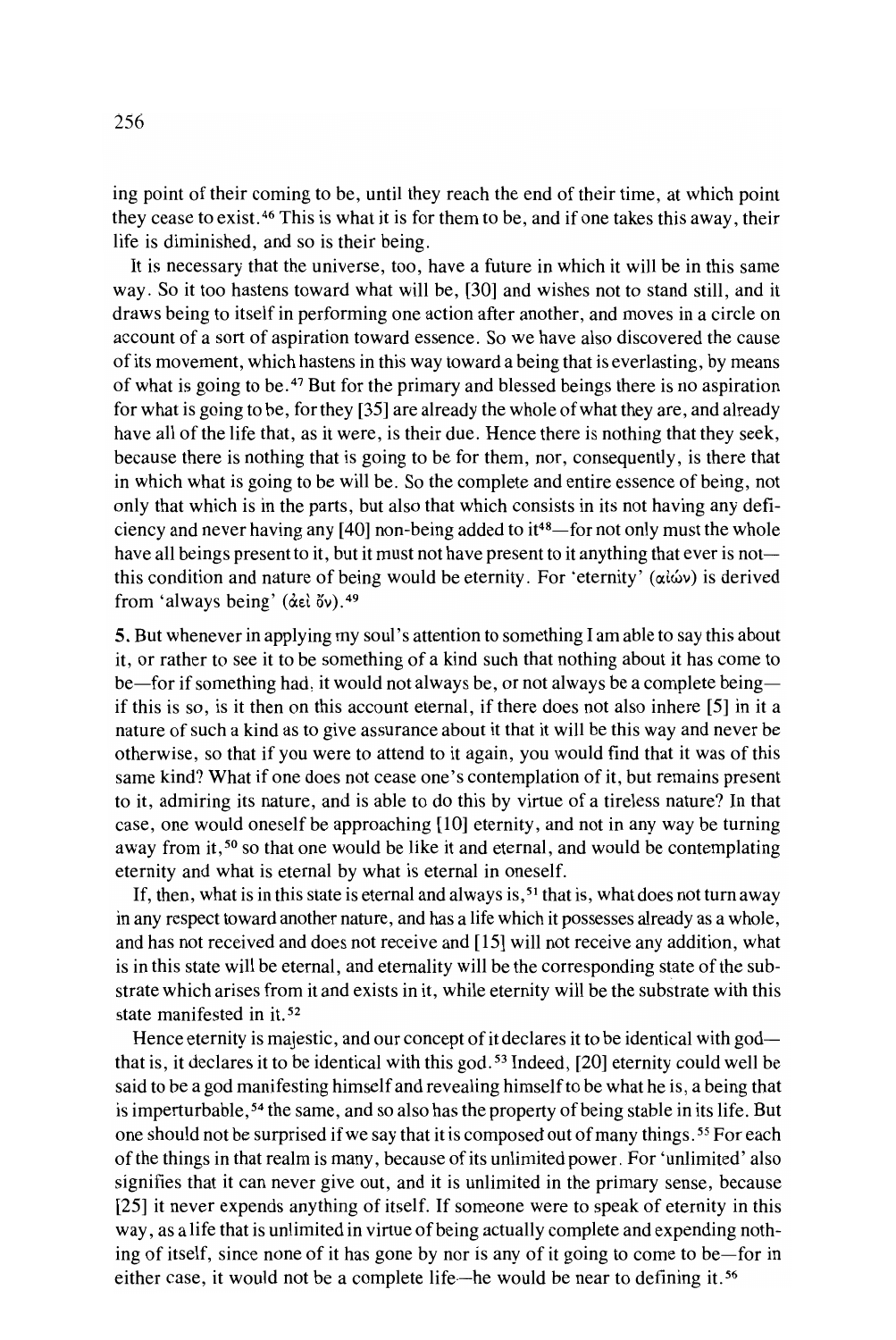ing point of their coming to be, until they reach the end of their time, at which point they cease to exist.[46] This is what it is for them to be, and if one takes this away, their life is diminished, and so is their being.

It is necessary that the universe, too, have a future in which it will be in this same way. So it too hastens toward what will be, [30] and wishes not to stand still, and it draws being to itself in performing one action after another, and moves in a circle on account of a sort of aspiration toward essence. So we have also discovered the cause of its movement, which hastens in this way toward a being that is everlasting, by means of what is going to be.[47] But for the primary and blessed beings there is no aspiration for what is going to be, for they [35] are already the whole of what they are, and already have all of the life that, as it were, is their due. Hence there is nothing that they seek, because there is nothing that is going to be for them, nor, consequently, is there that in which what is going to be will be. So the complete and entire essence of being, not only that which is in the parts, but also that which consists in its not having any deficiency and never having any [40] non-being added to it[48]—for not only must the whole have all beings present to it, but it must not have present to it anything that ever is not—this condition and nature of being would be eternity. For 'eternity' (αἰών) is derived from 'always being' (ἀεὶ ὄν).[49]

**5.** But whenever in applying my soul's attention to something I am able to say this about it, or rather to see it to be something of a kind such that nothing about it has come to be—for if something had, it would not always be, or not always be a complete being—if this is so, is it then on this account eternal, if there does not also inhere [5] in it a nature of such a kind as to give assurance about it that it will be this way and never be otherwise, so that if you were to attend to it again, you would find that it was of this same kind? What if one does not cease one's contemplation of it, but remains present to it, admiring its nature, and is able to do this by virtue of a tireless nature? In that case, one would oneself be approaching [10] eternity, and not in any way be turning away from it,[50] so that one would be like it and eternal, and would be contemplating eternity and what is eternal by what is eternal in oneself.

If, then, what is in this state is eternal and always is,[51] that is, what does not turn away in any respect toward another nature, and has a life which it possesses already as a whole, and has not received and does not receive and [15] will not receive any addition, what is in this state will be eternal, and eternality will be the corresponding state of the substrate which arises from it and exists in it, while eternity will be the substrate with this state manifested in it.[52]

Hence eternity is majestic, and our concept of it declares it to be identical with god—that is, it declares it to be identical with this god.[53] Indeed, [20] eternity could well be said to be a god manifesting himself and revealing himself to be what he is, a being that is imperturbable,[54] the same, and so also has the property of being stable in its life. But one should not be surprised if we say that it is composed out of many things.[55] For each of the things in that realm is many, because of its unlimited power. For 'unlimited' also signifies that it can never give out, and it is unlimited in the primary sense, because [25] it never expends anything of itself. If someone were to speak of eternity in this way, as a life that is unlimited in virtue of being actually complete and expending nothing of itself, since none of it has gone by nor is any of it going to come to be—for in either case, it would not be a complete life—he would be near to defining it.[56]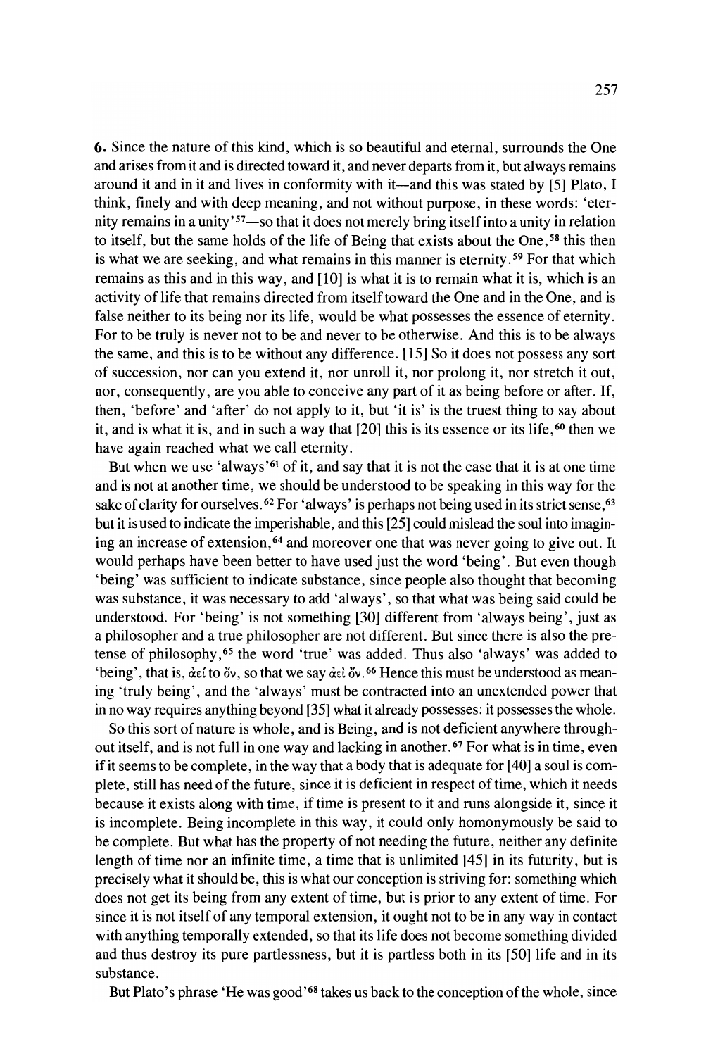**6.** Since the nature of this kind, which is so beautiful and eternal, surrounds the One and arises from it and is directed toward it, and never departs from it, but always remains around it and in it and lives in conformity with it—and this was stated by [5] Plato, I think, finely and with deep meaning, and not without purpose, in these words: 'eternity remains in a unity'[57]—so that it does not merely bring itself into a unity in relation to itself, but the same holds of the life of Being that exists about the One,[58] this then is what we are seeking, and what remains in this manner is eternity.[59] For that which remains as this and in this way, and [10] is what it is to remain what it is, which is an activity of life that remains directed from itself toward the One and in the One, and is false neither to its being nor its life, would be what possesses the essence of eternity. For to be truly is never not to be and never to be otherwise. And this is to be always the same, and this is to be without any difference. [15] So it does not possess any sort of succession, nor can you extend it, nor unroll it, nor prolong it, nor stretch it out, nor, consequently, are you able to conceive any part of it as being before or after. If, then, 'before' and 'after' do not apply to it, but 'it is' is the truest thing to say about it, and is what it is, and in such a way that [20] this is its essence or its life,[60] then we have again reached what we call eternity.

But when we use 'always'[61] of it, and say that it is not the case that it is at one time and is not at another time, we should be understood to be speaking in this way for the sake of clarity for ourselves.[62] For 'always' is perhaps not being used in its strict sense,[63] but it is used to indicate the imperishable, and this [25] could mislead the soul into imagining an increase of extension,[64] and moreover one that was never going to give out. It would perhaps have been better to have used just the word 'being'. But even though 'being' was sufficient to indicate substance, since people also thought that becoming was substance, it was necessary to add 'always', so that what was being said could be understood. For 'being' is not something [30] different from 'always being', just as a philosopher and a true philosopher are not different. But since there is also the pretense of philosophy,[65] the word 'true' was added. Thus also 'always' was added to 'being', that is, ἀεί το ὄν, so that we say ἀεὶ ὄν.[66] Hence this must be understood as meaning 'truly being', and the 'always' must be contracted into an unextended power that in no way requires anything beyond [35] what it already possesses: it possesses the whole.

So this sort of nature is whole, and is Being, and is not deficient anywhere throughout itself, and is not full in one way and lacking in another.[67] For what is in time, even if it seems to be complete, in the way that a body that is adequate for [40] a soul is complete, still has need of the future, since it is deficient in respect of time, which it needs because it exists along with time, if time is present to it and runs alongside it, since it is incomplete. Being incomplete in this way, it could only homonymously be said to be complete. But what has the property of not needing the future, neither any definite length of time nor an infinite time, a time that is unlimited [45] in its futurity, but is precisely what it should be, this is what our conception is striving for: something which does not get its being from any extent of time, but is prior to any extent of time. For since it is not itself of any temporal extension, it ought not to be in any way in contact with anything temporally extended, so that its life does not become something divided and thus destroy its pure partlessness, but it is partless both in its [50] life and in its substance.

But Plato's phrase 'He was good'[68] takes us back to the conception of the whole, since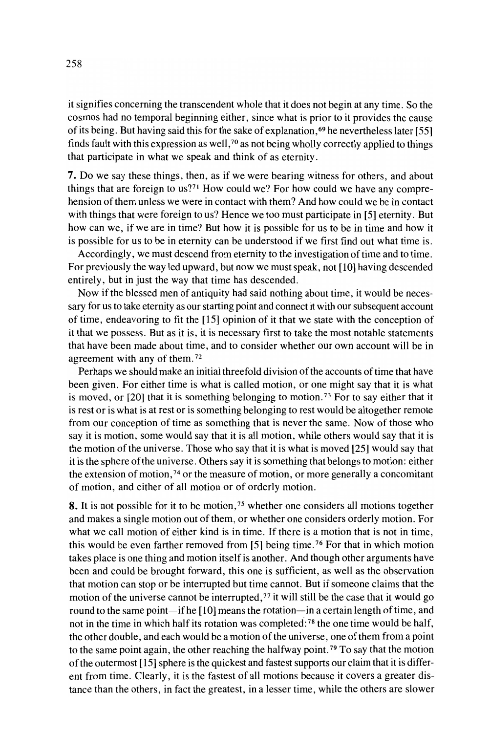it signifies concerning the transcendent whole that it does not begin at any time. So the cosmos had no temporal beginning either, since what is prior to it provides the cause of its being. But having said this for the sake of explanation,[69] he nevertheless later [55] finds fault with this expression as well,[70] as not being wholly correctly applied to things that participate in what we speak and think of as eternity.

**7.** Do we say these things, then, as if we were bearing witness for others, and about things that are foreign to us?[71] How could we? For how could we have any comprehension of them unless we were in contact with them? And how could we be in contact with things that were foreign to us? Hence we too must participate in [5] eternity. But how can we, if we are in time? But how it is possible for us to be in time and how it is possible for us to be in eternity can be understood if we first find out what time is.

Accordingly, we must descend from eternity to the investigation of time and to time. For previously the way led upward, but now we must speak, not [10] having descended entirely, but in just the way that time has descended.

Now if the blessed men of antiquity had said nothing about time, it would be necessary for us to take eternity as our starting point and connect it with our subsequent account of time, endeavoring to fit the [15] opinion of it that we state with the conception of it that we possess. But as it is, it is necessary first to take the most notable statements that have been made about time, and to consider whether our own account will be in agreement with any of them.[72]

Perhaps we should make an initial threefold division of the accounts of time that have been given. For either time is what is called motion, or one might say that it is what is moved, or [20] that it is something belonging to motion.[73] For to say either that it is rest or is what is at rest or is something belonging to rest would be altogether remote from our conception of time as something that is never the same. Now of those who say it is motion, some would say that it is all motion, while others would say that it is the motion of the universe. Those who say that it is what is moved [25] would say that it is the sphere of the universe. Others say it is something that belongs to motion: either the extension of motion,[74] or the measure of motion, or more generally a concomitant of motion, and either of all motion or of orderly motion.

**8.** It is not possible for it to be motion,[75] whether one considers all motions together and makes a single motion out of them, or whether one considers orderly motion. For what we call motion of either kind is in time. If there is a motion that is not in time, this would be even farther removed from [5] being time.[76] For that in which motion takes place is one thing and motion itself is another. And though other arguments have been and could be brought forward, this one is sufficient, as well as the observation that motion can stop or be interrupted but time cannot. But if someone claims that the motion of the universe cannot be interrupted,[77] it will still be the case that it would go round to the same point—if he [10] means the rotation—in a certain length of time, and not in the time in which half its rotation was completed:[78] the one time would be half, the other double, and each would be a motion of the universe, one of them from a point to the same point again, the other reaching the halfway point.[79] To say that the motion of the outermost [15] sphere is the quickest and fastest supports our claim that it is different from time. Clearly, it is the fastest of all motions because it covers a greater distance than the others, in fact the greatest, in a lesser time, while the others are slower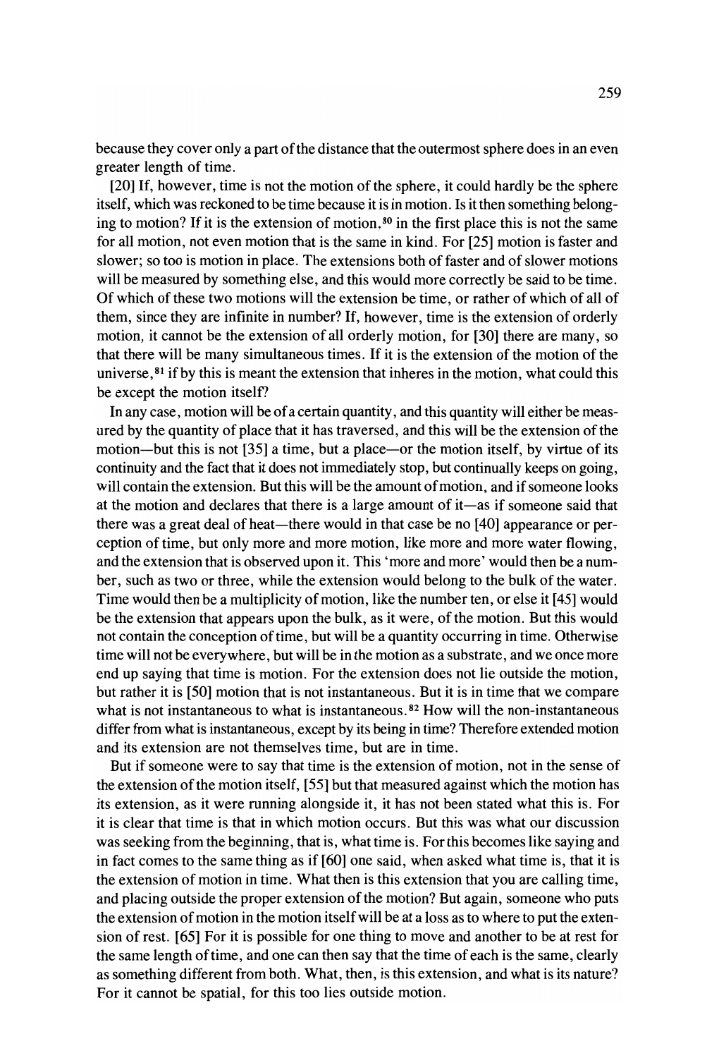because they cover only a part of the distance that the outermost sphere does in an even greater length of time.

[20] If, however, time is not the motion of the sphere, it could hardly be the sphere itself, which was reckoned to be time because it is in motion. Is it then something belonging to motion? If it is the extension of motion,[80] in the first place this is not the same for all motion, not even motion that is the same in kind. For [25] motion is faster and slower; so too is motion in place. The extensions both of faster and of slower motions will be measured by something else, and this would more correctly be said to be time. Of which of these two motions will the extension be time, or rather of which of all of them, since they are infinite in number? If, however, time is the extension of orderly motion, it cannot be the extension of all orderly motion, for [30] there are many, so that there will be many simultaneous times. If it is the extension of the motion of the universe,[81] if by this is meant the extension that inheres in the motion, what could this be except the motion itself?

In any case, motion will be of a certain quantity, and this quantity will either be measured by the quantity of place that it has traversed, and this will be the extension of the motion—but this is not [35] a time, but a place—or the motion itself, by virtue of its continuity and the fact that it does not immediately stop, but continually keeps on going, will contain the extension. But this will be the amount of motion, and if someone looks at the motion and declares that there is a large amount of it—as if someone said that there was a great deal of heat—there would in that case be no [40] appearance or perception of time, but only more and more motion, like more and more water flowing, and the extension that is observed upon it. This 'more and more' would then be a number, such as two or three, while the extension would belong to the bulk of the water. Time would then be a multiplicity of motion, like the number ten, or else it [45] would be the extension that appears upon the bulk, as it were, of the motion. But this would not contain the conception of time, but will be a quantity occurring in time. Otherwise time will not be everywhere, but will be in the motion as a substrate, and we once more end up saying that time is motion. For the extension does not lie outside the motion, but rather it is [50] motion that is not instantaneous. But it is in time that we compare what is not instantaneous to what is instantaneous.[82] How will the non-instantaneous differ from what is instantaneous, except by its being in time? Therefore extended motion and its extension are not themselves time, but are in time.

But if someone were to say that time is the extension of motion, not in the sense of the extension of the motion itself, [55] but that measured against which the motion has its extension, as it were running alongside it, it has not been stated what this is. For it is clear that time is that in which motion occurs. But this was what our discussion was seeking from the beginning, that is, what time is. For this becomes like saying and in fact comes to the same thing as if [60] one said, when asked what time is, that it is the extension of motion in time. What then is this extension that you are calling time, and placing outside the proper extension of the motion? But again, someone who puts the extension of motion in the motion itself will be at a loss as to where to put the extension of rest. [65] For it is possible for one thing to move and another to be at rest for the same length of time, and one can then say that the time of each is the same, clearly as something different from both. What, then, is this extension, and what is its nature? For it cannot be spatial, for this too lies outside motion.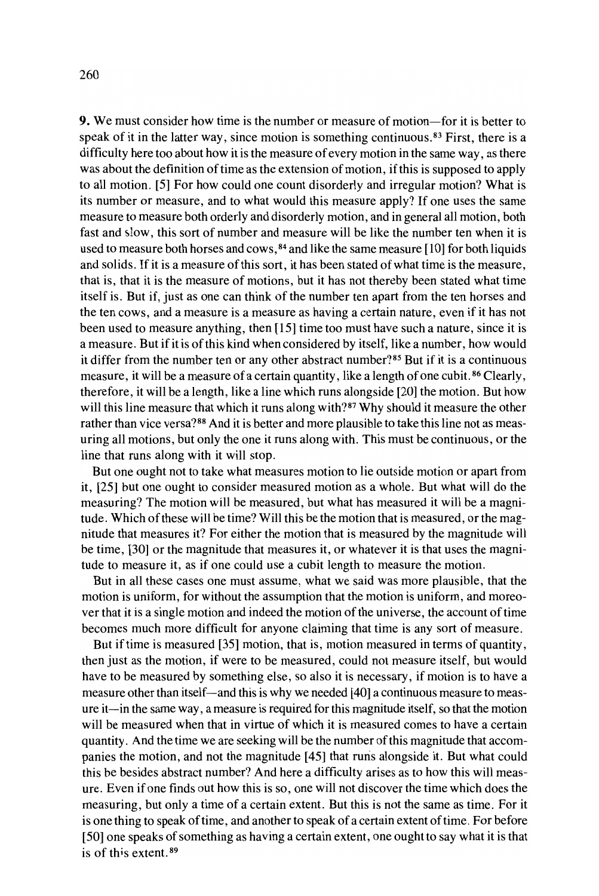**9.** We must consider how time is the number or measure of motion—for it is better to speak of it in the latter way, since motion is something continuous.[83] First, there is a difficulty here too about how it is the measure of every motion in the same way, as there was about the definition of time as the extension of motion, if this is supposed to apply to all motion. [5] For how could one count disorderly and irregular motion? What is its number or measure, and to what would this measure apply? If one uses the same measure to measure both orderly and disorderly motion, and in general all motion, both fast and slow, this sort of number and measure will be like the number ten when it is used to measure both horses and cows,[84] and like the same measure [10] for both liquids and solids. If it is a measure of this sort, it has been stated of what time is the measure, that is, that it is the measure of motions, but it has not thereby been stated what time itself is. But if, just as one can think of the number ten apart from the ten horses and the ten cows, and a measure is a measure as having a certain nature, even if it has not been used to measure anything, then [15] time too must have such a nature, since it is a measure. But if it is of this kind when considered by itself, like a number, how would it differ from the number ten or any other abstract number?[85] But if it is a continuous measure, it will be a measure of a certain quantity, like a length of one cubit.[86] Clearly, therefore, it will be a length, like a line which runs alongside [20] the motion. But how will this line measure that which it runs along with?[87] Why should it measure the other rather than vice versa?[88] And it is better and more plausible to take this line not as measuring all motions, but only the one it runs along with. This must be continuous, or the line that runs along with it will stop.

But one ought not to take what measures motion to lie outside motion or apart from it, [25] but one ought to consider measured motion as a whole. But what will do the measuring? The motion will be measured, but what has measured it will be a magnitude. Which of these will be time? Will this be the motion that is measured, or the magnitude that measures it? For either the motion that is measured by the magnitude will be time, [30] or the magnitude that measures it, or whatever it is that uses the magnitude to measure it, as if one could use a cubit length to measure the motion.

But in all these cases one must assume, what we said was more plausible, that the motion is uniform, for without the assumption that the motion is uniform, and moreover that it is a single motion and indeed the motion of the universe, the account of time becomes much more difficult for anyone claiming that time is any sort of measure.

But if time is measured [35] motion, that is, motion measured in terms of quantity, then just as the motion, if were to be measured, could not measure itself, but would have to be measured by something else, so also it is necessary, if motion is to have a measure other than itself—and this is why we needed [40] a continuous measure to measure it—in the same way, a measure is required for this magnitude itself, so that the motion will be measured when that in virtue of which it is measured comes to have a certain quantity. And the time we are seeking will be the number of this magnitude that accompanies the motion, and not the magnitude [45] that runs alongside it. But what could this be besides abstract number? And here a difficulty arises as to how this will measure. Even if one finds out how this is so, one will not discover the time which does the measuring, but only a time of a certain extent. But this is not the same as time. For it is one thing to speak of time, and another to speak of a certain extent of time. For before [50] one speaks of something as having a certain extent, one ought to say what it is that is of this extent.[89]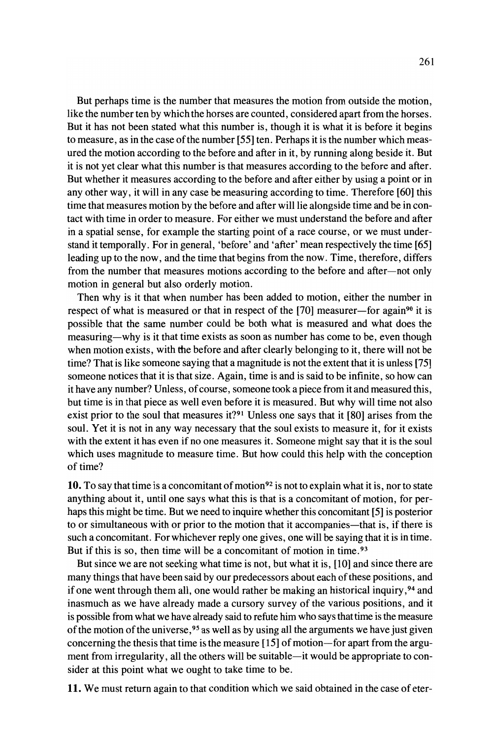But perhaps time is the number that measures the motion from outside the motion, like the number ten by which the horses are counted, considered apart from the horses. But it has not been stated what this number is, though it is what it is before it begins to measure, as in the case of the number [55] ten. Perhaps it is the number which measured the motion according to the before and after in it, by running along beside it. But it is not yet clear what this number is that measures according to the before and after. But whether it measures according to the before and after either by using a point or in any other way, it will in any case be measuring according to time. Therefore [60] this time that measures motion by the before and after will lie alongside time and be in contact with time in order to measure. For either we must understand the before and after in a spatial sense, for example the starting point of a race course, or we must understand it temporally. For in general, 'before' and 'after' mean respectively the time [65] leading up to the now, and the time that begins from the now. Time, therefore, differs from the number that measures motions according to the before and after—not only motion in general but also orderly motion.

Then why is it that when number has been added to motion, either the number in respect of what is measured or that in respect of the [70] measurer—for again[90] it is possible that the same number could be both what is measured and what does the measuring—why is it that time exists as soon as number has come to be, even though when motion exists, with the before and after clearly belonging to it, there will not be time? That is like someone saying that a magnitude is not the extent that it is unless [75] someone notices that it is that size. Again, time is and is said to be infinite, so how can it have any number? Unless, of course, someone took a piece from it and measured this, but time is in that piece as well even before it is measured. But why will time not also exist prior to the soul that measures it?[91] Unless one says that it [80] arises from the soul. Yet it is not in any way necessary that the soul exists to measure it, for it exists with the extent it has even if no one measures it. Someone might say that it is the soul which uses magnitude to measure time. But how could this help with the conception of time?

**10.** To say that time is a concomitant of motion[92] is not to explain what it is, nor to state anything about it, until one says what this is that is a concomitant of motion, for perhaps this might be time. But we need to inquire whether this concomitant [5] is posterior to or simultaneous with or prior to the motion that it accompanies—that is, if there is such a concomitant. For whichever reply one gives, one will be saying that it is in time. But if this is so, then time will be a concomitant of motion in time.[93]

But since we are not seeking what time is not, but what it is, [10] and since there are many things that have been said by our predecessors about each of these positions, and if one went through them all, one would rather be making an historical inquiry,[94] and inasmuch as we have already made a cursory survey of the various positions, and it is possible from what we have already said to refute him who says that time is the measure of the motion of the universe,[95] as well as by using all the arguments we have just given concerning the thesis that time is the measure [15] of motion—for apart from the argument from irregularity, all the others will be suitable—it would be appropriate to consider at this point what we ought to take time to be.

**11.** We must return again to that condition which we said obtained in the case of eter-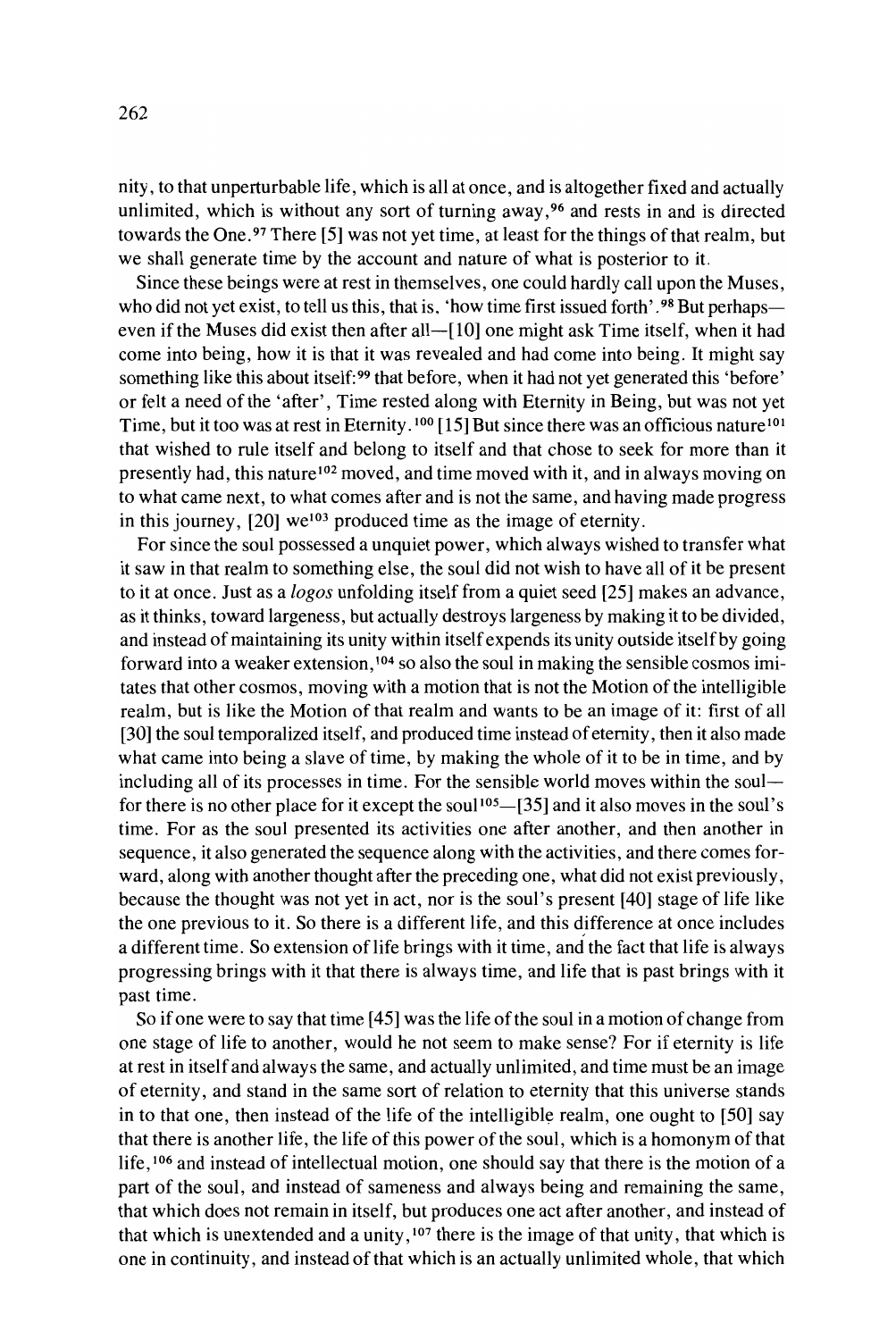nity, to that unperturbable life, which is all at once, and is altogether fixed and actually unlimited, which is without any sort of turning away,[96] and rests in and is directed towards the One.[97] There [5] was not yet time, at least for the things of that realm, but we shall generate time by the account and nature of what is posterior to it.

Since these beings were at rest in themselves, one could hardly call upon the Muses, who did not yet exist, to tell us this, that is, 'how time first issued forth'.[98] But perhaps—even if the Muses did exist then after all—[10] one might ask Time itself, when it had come into being, how it is that it was revealed and had come into being. It might say something like this about itself:[99] that before, when it had not yet generated this 'before' or felt a need of the 'after', Time rested along with Eternity in Being, but was not yet Time, but it too was at rest in Eternity.[100] [15] But since there was an officious nature[101] that wished to rule itself and belong to itself and that chose to seek for more than it presently had, this nature[102] moved, and time moved with it, and in always moving on to what came next, to what comes after and is not the same, and having made progress in this journey, [20] we[103] produced time as the image of eternity.

For since the soul possessed a unquiet power, which always wished to transfer what it saw in that realm to something else, the soul did not wish to have all of it be present to it at once. Just as a *logos* unfolding itself from a quiet seed [25] makes an advance, as it thinks, toward largeness, but actually destroys largeness by making it to be divided, and instead of maintaining its unity within itself expends its unity outside itself by going forward into a weaker extension,[104] so also the soul in making the sensible cosmos imitates that other cosmos, moving with a motion that is not the Motion of the intelligible realm, but is like the Motion of that realm and wants to be an image of it: first of all [30] the soul temporalized itself, and produced time instead of eternity, then it also made what came into being a slave of time, by making the whole of it to be in time, and by including all of its processes in time. For the sensible world moves within the soul—for there is no other place for it except the soul[105]—[35] and it also moves in the soul's time. For as the soul presented its activities one after another, and then another in sequence, it also generated the sequence along with the activities, and there comes forward, along with another thought after the preceding one, what did not exist previously, because the thought was not yet in act, nor is the soul's present [40] stage of life like the one previous to it. So there is a different life, and this difference at once includes a different time. So extension of life brings with it time, and the fact that life is always progressing brings with it that there is always time, and life that is past brings with it past time.

So if one were to say that time [45] was the life of the soul in a motion of change from one stage of life to another, would he not seem to make sense? For if eternity is life at rest in itself and always the same, and actually unlimited, and time must be an image of eternity, and stand in the same sort of relation to eternity that this universe stands in to that one, then instead of the life of the intelligible realm, one ought to [50] say that there is another life, the life of this power of the soul, which is a homonym of that life,[106] and instead of intellectual motion, one should say that there is the motion of a part of the soul, and instead of sameness and always being and remaining the same, that which does not remain in itself, but produces one act after another, and instead of that which is unextended and a unity,[107] there is the image of that unity, that which is one in continuity, and instead of that which is an actually unlimited whole, that which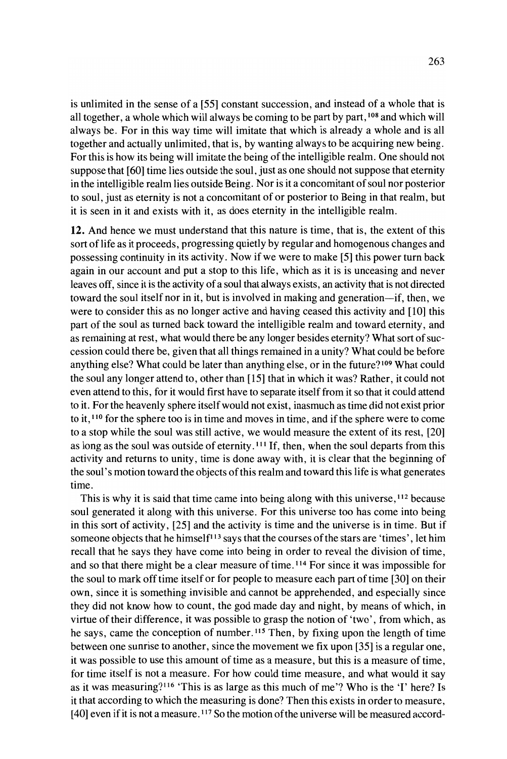is unlimited in the sense of a [55] constant succession, and instead of a whole that is all together, a whole which will always be coming to be part by part,[108] and which will always be. For in this way time will imitate that which is already a whole and is all together and actually unlimited, that is, by wanting always to be acquiring new being. For this is how its being will imitate the being of the intelligible realm. One should not suppose that [60] time lies outside the soul, just as one should not suppose that eternity in the intelligible realm lies outside Being. Nor is it a concomitant of soul nor posterior to soul, just as eternity is not a concomitant of or posterior to Being in that realm, but it is seen in it and exists with it, as does eternity in the intelligible realm.

**12.** And hence we must understand that this nature is time, that is, the extent of this sort of life as it proceeds, progressing quietly by regular and homogenous changes and possessing continuity in its activity. Now if we were to make [5] this power turn back again in our account and put a stop to this life, which as it is is unceasing and never leaves off, since it is the activity of a soul that always exists, an activity that is not directed toward the soul itself nor in it, but is involved in making and generation—if, then, we were to consider this as no longer active and having ceased this activity and [10] this part of the soul as turned back toward the intelligible realm and toward eternity, and as remaining at rest, what would there be any longer besides eternity? What sort of succession could there be, given that all things remained in a unity? What could be before anything else? What could be later than anything else, or in the future?[109] What could the soul any longer attend to, other than [15] that in which it was? Rather, it could not even attend to this, for it would first have to separate itself from it so that it could attend to it. For the heavenly sphere itself would not exist, inasmuch as time did not exist prior to it,[110] for the sphere too is in time and moves in time, and if the sphere were to come to a stop while the soul was still active, we would measure the extent of its rest, [20] as long as the soul was outside of eternity.[111] If, then, when the soul departs from this activity and returns to unity, time is done away with, it is clear that the beginning of the soul's motion toward the objects of this realm and toward this life is what generates time.

This is why it is said that time came into being along with this universe,[112] because soul generated it along with this universe. For this universe too has come into being in this sort of activity, [25] and the activity is time and the universe is in time. But if someone objects that he himself[113] says that the courses of the stars are 'times', let him recall that he says they have come into being in order to reveal the division of time, and so that there might be a clear measure of time.[114] For since it was impossible for the soul to mark off time itself or for people to measure each part of time [30] on their own, since it is something invisible and cannot be apprehended, and especially since they did not know how to count, the god made day and night, by means of which, in virtue of their difference, it was possible to grasp the notion of 'two', from which, as he says, came the conception of number.[115] Then, by fixing upon the length of time between one sunrise to another, since the movement we fix upon [35] is a regular one, it was possible to use this amount of time as a measure, but this is a measure of time, for time itself is not a measure. For how could time measure, and what would it say as it was measuring?[116] 'This is as large as this much of me'? Who is the 'I' here? Is it that according to which the measuring is done? Then this exists in order to measure, [40] even if it is not a measure.[117] So the motion of the universe will be measured accord-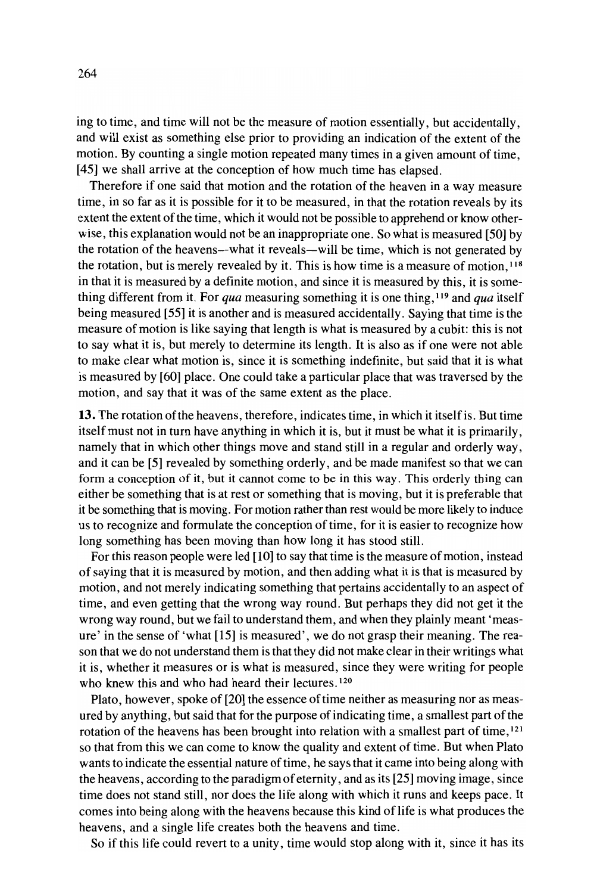ing to time, and time will not be the measure of motion essentially, but accidentally, and will exist as something else prior to providing an indication of the extent of the motion. By counting a single motion repeated many times in a given amount of time, [45] we shall arrive at the conception of how much time has elapsed.

Therefore if one said that motion and the rotation of the heaven in a way measure time, in so far as it is possible for it to be measured, in that the rotation reveals by its extent the extent of the time, which it would not be possible to apprehend or know otherwise, this explanation would not be an inappropriate one. So what is measured [50] by the rotation of the heavens—what it reveals—will be time, which is not generated by the rotation, but is merely revealed by it. This is how time is a measure of motion,[118] in that it is measured by a definite motion, and since it is measured by this, it is something different from it. For *qua* measuring something it is one thing,[119] and *qua* itself being measured [55] it is another and is measured accidentally. Saying that time is the measure of motion is like saying that length is what is measured by a cubit: this is not to say what it is, but merely to determine its length. It is also as if one were not able to make clear what motion is, since it is something indefinite, but said that it is what is measured by [60] place. One could take a particular place that was traversed by the motion, and say that it was of the same extent as the place.

**13.** The rotation of the heavens, therefore, indicates time, in which it itself is. But time itself must not in turn have anything in which it is, but it must be what it is primarily, namely that in which other things move and stand still in a regular and orderly way, and it can be [5] revealed by something orderly, and be made manifest so that we can form a conception of it, but it cannot come to be in this way. This orderly thing can either be something that is at rest or something that is moving, but it is preferable that it be something that is moving. For motion rather than rest would be more likely to induce us to recognize and formulate the conception of time, for it is easier to recognize how long something has been moving than how long it has stood still.

For this reason people were led [10] to say that time is the measure of motion, instead of saying that it is measured by motion, and then adding what it is that is measured by motion, and not merely indicating something that pertains accidentally to an aspect of time, and even getting that the wrong way round. But perhaps they did not get it the wrong way round, but we fail to understand them, and when they plainly meant 'measure' in the sense of 'what [15] is measured', we do not grasp their meaning. The reason that we do not understand them is that they did not make clear in their writings what it is, whether it measures or is what is measured, since they were writing for people who knew this and who had heard their lectures.[120]

Plato, however, spoke of [20] the essence of time neither as measuring nor as measured by anything, but said that for the purpose of indicating time, a smallest part of the rotation of the heavens has been brought into relation with a smallest part of time,[121] so that from this we can come to know the quality and extent of time. But when Plato wants to indicate the essential nature of time, he says that it came into being along with the heavens, according to the paradigm of eternity, and as its [25] moving image, since time does not stand still, nor does the life along with which it runs and keeps pace. It comes into being along with the heavens because this kind of life is what produces the heavens, and a single life creates both the heavens and time.

So if this life could revert to a unity, time would stop along with it, since it has its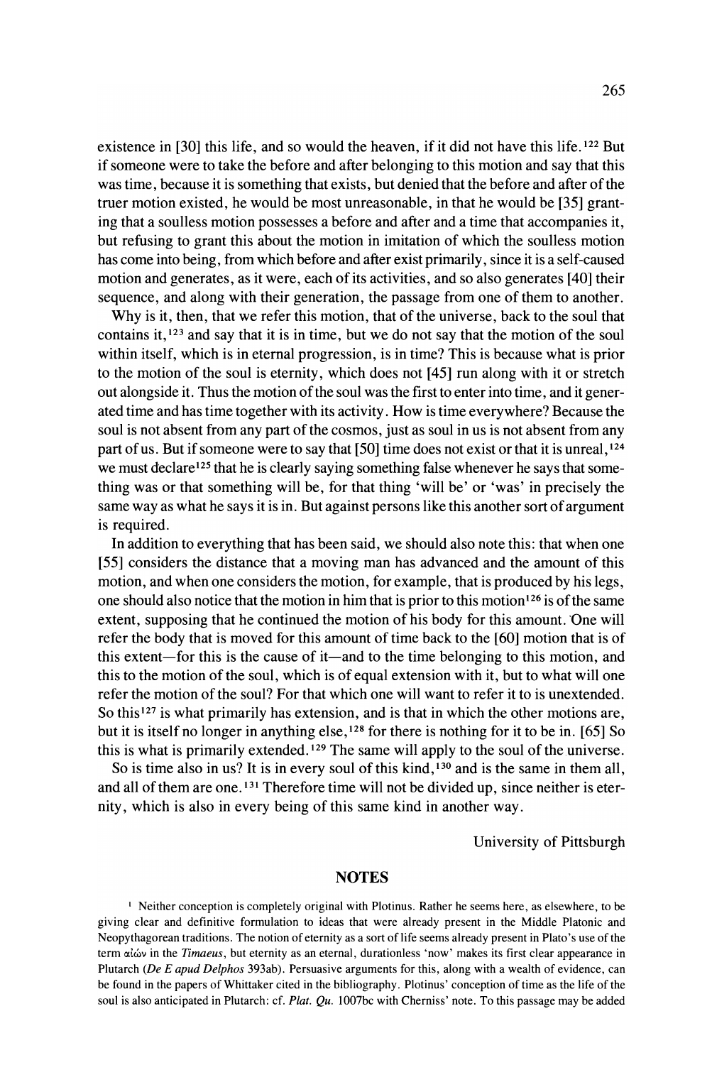existence in [30] this life, and so would the heaven, if it did not have this life.[122] But if someone were to take the before and after belonging to this motion and say that this was time, because it is something that exists, but denied that the before and after of the truer motion existed, he would be most unreasonable, in that he would be [35] granting that a soulless motion possesses a before and after and a time that accompanies it, but refusing to grant this about the motion in imitation of which the soulless motion has come into being, from which before and after exist primarily, since it is a self-caused motion and generates, as it were, each of its activities, and so also generates [40] their sequence, and along with their generation, the passage from one of them to another.

Why is it, then, that we refer this motion, that of the universe, back to the soul that contains it,[123] and say that it is in time, but we do not say that the motion of the soul within itself, which is in eternal progression, is in time? This is because what is prior to the motion of the soul is eternity, which does not [45] run along with it or stretch out alongside it. Thus the motion of the soul was the first to enter into time, and it generated time and has time together with its activity. How is time everywhere? Because the soul is not absent from any part of the cosmos, just as soul in us is not absent from any part of us. But if someone were to say that [50] time does not exist or that it is unreal,[124] we must declare[125] that he is clearly saying something false whenever he says that something was or that something will be, for that thing 'will be' or 'was' in precisely the same way as what he says it is in. But against persons like this another sort of argument is required.

In addition to everything that has been said, we should also note this: that when one [55] considers the distance that a moving man has advanced and the amount of this motion, and when one considers the motion, for example, that is produced by his legs, one should also notice that the motion in him that is prior to this motion[126] is of the same extent, supposing that he continued the motion of his body for this amount. One will refer the body that is moved for this amount of time back to the [60] motion that is of this extent—for this is the cause of it—and to the time belonging to this motion, and this to the motion of the soul, which is of equal extension with it, but to what will one refer the motion of the soul? For that which one will want to refer it to is unextended. So this[127] is what primarily has extension, and is that in which the other motions are, but it is itself no longer in anything else,[128] for there is nothing for it to be in. [65] So this is what is primarily extended.[129] The same will apply to the soul of the universe.

So is time also in us? It is in every soul of this kind,[130] and is the same in them all, and all of them are one.[131] Therefore time will not be divided up, since neither is eternity, which is also in every being of this same kind in another way.

University of Pittsburgh

## NOTES

[1] Neither conception is completely original with Plotinus. Rather he seems here, as elsewhere, to be giving clear and definitive formulation to ideas that were already present in the Middle Platonic and Neopythagorean traditions. The notion of eternity as a sort of life seems already present in Plato's use of the term αἰών in the *Timaeus*, but eternity as an eternal, durationless 'now' makes its first clear appearance in Plutarch (*De E apud Delphos* 393ab). Persuasive arguments for this, along with a wealth of evidence, can be found in the papers of Whittaker cited in the bibliography. Plotinus' conception of time as the life of the soul is also anticipated in Plutarch: cf. *Plat. Qu.* 1007bc with Cherniss' note. To this passage may be added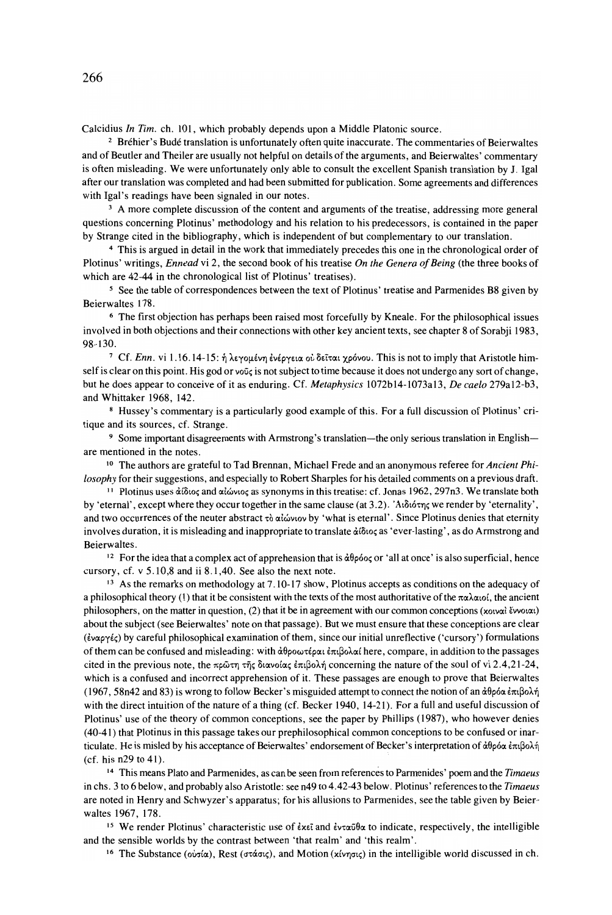Calcidius *In Tim.* ch. 101, which probably depends upon a Middle Platonic source.

[2] Bréhier's Budé translation is unfortunately often quite inaccurate. The commentaries of Beierwaltes and of Beutler and Theiler are usually not helpful on details of the arguments, and Beierwaltes' commentary is often misleading. We were unfortunately only able to consult the excellent Spanish translation by J. Igal after our translation was completed and had been submitted for publication. Some agreements and differences with Igal's readings have been signaled in our notes.

[3] A more complete discussion of the content and arguments of the treatise, addressing more general questions concerning Plotinus' methodology and his relation to his predecessors, is contained in the paper by Strange cited in the bibliography, which is independent of but complementary to our translation.

[4] This is argued in detail in the work that immediately precedes this one in the chronological order of Plotinus' writings, *Ennead* vi 2, the second book of his treatise *On the Genera of Being* (the three books of which are 42-44 in the chronological list of Plotinus' treatises).

[5] See the table of correspondences between the text of Plotinus' treatise and Parmenides B8 given by Beierwaltes 178.

[6] The first objection has perhaps been raised most forcefully by Kneale. For the philosophical issues involved in both objections and their connections with other key ancient texts, see chapter 8 of Sorabji 1983, 98-130.

[7] Cf. *Enn.* vi 1.16.14-15: ἡ λεγομένη ἐνέργεια οὐ δεῖται χρόνου. This is not to imply that Aristotle himself is clear on this point. His god or νοῦς is not subject to time because it does not undergo any sort of change, but he does appear to conceive of it as enduring. Cf. *Metaphysics* 1072b14-1073a13, *De caelo* 279a12-b3, and Whittaker 1968, 142.

[8] Hussey's commentary is a particularly good example of this. For a full discussion of Plotinus' critique and its sources, cf. Strange.

[9] Some important disagreements with Armstrong's translation—the only serious translation in English—are mentioned in the notes.

[10] The authors are grateful to Tad Brennan, Michael Frede and an anonymous referee for *Ancient Philosophy* for their suggestions, and especially to Robert Sharples for his detailed comments on a previous draft.

[11] Plotinus uses ἀΐδιος and αἰώνιος as synonyms in this treatise: cf. Jonas 1962, 297n3. We translate both by 'eternal', except where they occur together in the same clause (at 3.2). Ἀϊδιότης we render by 'eternality', and two occurrences of the neuter abstract τὸ αἰώνιον by 'what is eternal'. Since Plotinus denies that eternity involves duration, it is misleading and inappropriate to translate ἀΐδιος as 'ever-lasting', as do Armstrong and Beierwaltes.

[12] For the idea that a complex act of apprehension that is ἀθρόος or 'all at once' is also superficial, hence cursory, cf. v 5.10,8 and ii 8.1,40. See also the next note.

[13] As the remarks on methodology at 7.10-17 show, Plotinus accepts as conditions on the adequacy of a philosophical theory (1) that it be consistent with the texts of the most authoritative of the παλαιοί, the ancient philosophers, on the matter in question, (2) that it be in agreement with our common conceptions (κοιναὶ ἔννοιαι) about the subject (see Beierwaltes' note on that passage). But we must ensure that these conceptions are clear (ἐναργές) by careful philosophical examination of them, since our initial unreflective ('cursory') formulations of them can be confused and misleading: with ἀθροωτέραι ἐπιβολαί here, compare, in addition to the passages cited in the previous note, the πρώτη τῆς διανοίας ἐπιβολή concerning the nature of the soul of vi 2.4,21-24, which is a confused and incorrect apprehension of it. These passages are enough to prove that Beierwaltes (1967, 58n42 and 83) is wrong to follow Becker's misguided attempt to connect the notion of an ἀθρόα ἐπιβολή with the direct intuition of the nature of a thing (cf. Becker 1940, 14-21). For a full and useful discussion of Plotinus' use of the theory of common conceptions, see the paper by Phillips (1987), who however denies (40-41) that Plotinus in this passage takes our prephilosophical common conceptions to be confused or inarticulate. He is misled by his acceptance of Beierwaltes' endorsement of Becker's interpretation of ἀθρόα ἐπιβολή (cf. his n29 to 41).

[14] This means Plato and Parmenides, as can be seen from references to Parmenides' poem and the *Timaeus* in chs. 3 to 6 below, and probably also Aristotle: see n49 to 4.42-43 below. Plotinus' references to the *Timaeus* are noted in Henry and Schwyzer's apparatus; for his allusions to Parmenides, see the table given by Beierwaltes 1967, 178.

[15] We render Plotinus' characteristic use of ἐκεῖ and ἐνταῦθα to indicate, respectively, the intelligible and the sensible worlds by the contrast between 'that realm' and 'this realm'.

[16] The Substance (οὐσία), Rest (στάσις), and Motion (κίνησις) in the intelligible world discussed in ch.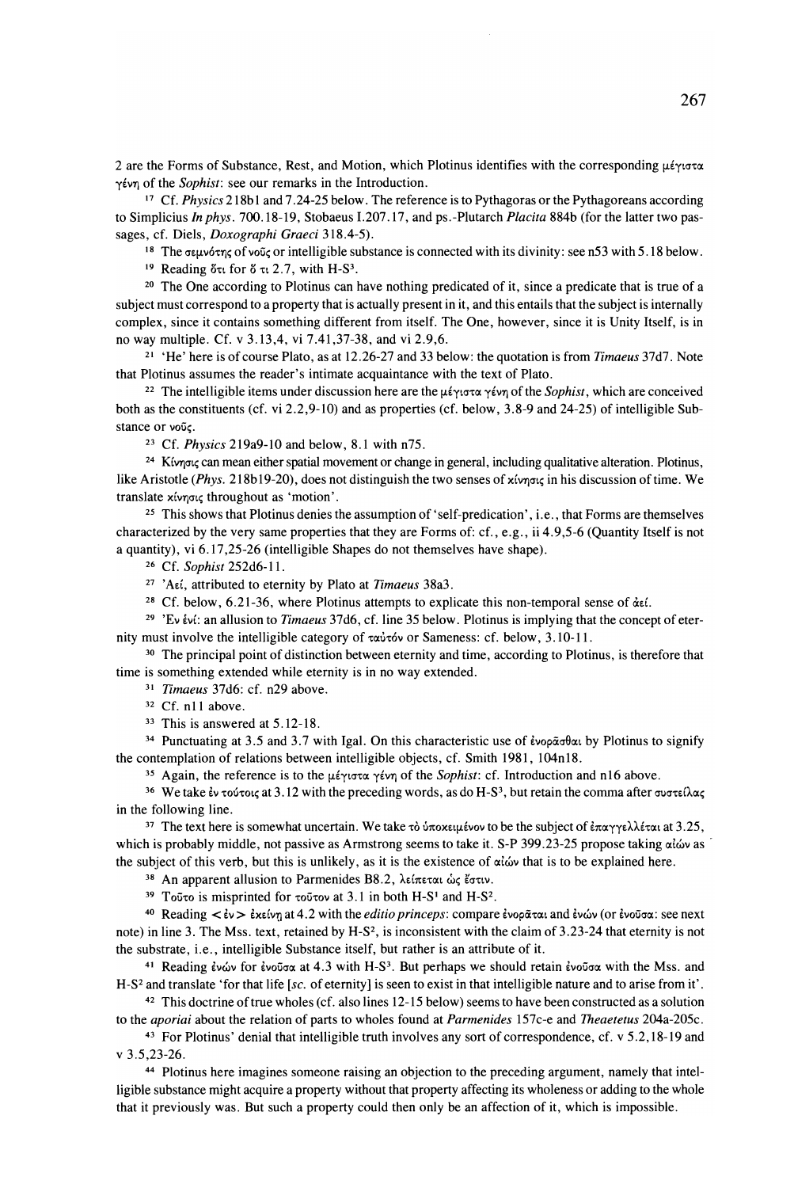2 are the Forms of Substance, Rest, and Motion, which Plotinus identifies with the corresponding μέγιστα γένη of the *Sophist*: see our remarks in the Introduction.

[17] Cf. *Physics* 218b1 and 7.24-25 below. The reference is to Pythagoras or the Pythagoreans according to Simplicius *In phys*. 700.18-19, Stobaeus I.207.17, and ps.-Plutarch *Placita* 884b (for the latter two passages, cf. Diels, *Doxographi Graeci* 318.4-5).

[18] The σεμνότης of νοῦς or intelligible substance is connected with its divinity: see n53 with 5.18 below.

[19] Reading ὅτι for ὅ τι 2.7, with H-S³.

[20] The One according to Plotinus can have nothing predicated of it, since a predicate that is true of a subject must correspond to a property that is actually present in it, and this entails that the subject is internally complex, since it contains something different from itself. The One, however, since it is Unity Itself, is in no way multiple. Cf. v 3.13,4, vi 7.41,37-38, and vi 2.9,6.

[21] 'He' here is of course Plato, as at 12.26-27 and 33 below: the quotation is from *Timaeus* 37d7. Note that Plotinus assumes the reader's intimate acquaintance with the text of Plato.

[22] The intelligible items under discussion here are the μέγιστα γένη of the *Sophist*, which are conceived both as the constituents (cf. vi 2.2,9-10) and as properties (cf. below, 3.8-9 and 24-25) of intelligible Substance or νοῦς.

[23] Cf. *Physics* 219a9-10 and below, 8.1 with n75.

[24] Κίνησις can mean either spatial movement or change in general, including qualitative alteration. Plotinus, like Aristotle (*Phys*. 218b19-20), does not distinguish the two senses of κίνησις in his discussion of time. We translate κίνησις throughout as 'motion'.

[25] This shows that Plotinus denies the assumption of 'self-predication', i.e., that Forms are themselves characterized by the very same properties that they are Forms of: cf., e.g., ii 4.9,5-6 (Quantity Itself is not a quantity), vi 6.17,25-26 (intelligible Shapes do not themselves have shape).

[26] Cf. *Sophist* 252d6-11.

[27] 'Ἀεί, attributed to eternity by Plato at *Timaeus* 38a3.

[28] Cf. below, 6.21-36, where Plotinus attempts to explicate this non-temporal sense of ἀεί.

[29] 'Ἐν ἑνί: an allusion to *Timaeus* 37d6, cf. line 35 below. Plotinus is implying that the concept of eternity must involve the intelligible category of ταὐτόν or Sameness: cf. below, 3.10-11.

[30] The principal point of distinction between eternity and time, according to Plotinus, is therefore that time is something extended while eternity is in no way extended.

[31] *Timaeus* 37d6: cf. n29 above.

[32] Cf. n11 above.

[33] This is answered at 5.12-18.

[34] Punctuating at 3.5 and 3.7 with Igal. On this characteristic use of ἐνορᾶσθαι by Plotinus to signify the contemplation of relations between intelligible objects, cf. Smith 1981, 104n18.

[35] Again, the reference is to the μέγιστα γένη of the *Sophist*: cf. Introduction and n16 above.

[36] We take ἐν τούτοις at 3.12 with the preceding words, as do H-S³, but retain the comma after συστείλας in the following line.

[37] The text here is somewhat uncertain. We take τὸ ὑποκειμένον to be the subject of ἐπαγγελλέται at 3.25, which is probably middle, not passive as Armstrong seems to take it. S-P 399.23-25 propose taking αἰών as the subject of this verb, but this is unlikely, as it is the existence of αἰών that is to be explained here.

[38] An apparent allusion to Parmenides B8.2, λείπεται ὡς ἔστιν.

[39] Τοῦτο is misprinted for τοῦτον at 3.1 in both H-S¹ and H-S².

[40] Reading <ἐν> ἐκείνῃ at 4.2 with the *editio princeps*: compare ἐνορᾶται and ἐνών (or ἐνοῦσα: see next note) in line 3. The Mss. text, retained by H-S², is inconsistent with the claim of 3.23-24 that eternity is not the substrate, i.e., intelligible Substance itself, but rather is an attribute of it.

[41] Reading ἐνών for ἐνοῦσα at 4.3 with H-S³. But perhaps we should retain ἐνοῦσα with the Mss. and H-S² and translate 'for that life [*sc.* of eternity] is seen to exist in that intelligible nature and to arise from it'.

[42] This doctrine of true wholes (cf. also lines 12-15 below) seems to have been constructed as a solution to the *aporiai* about the relation of parts to wholes found at *Parmenides* 157c-e and *Theaetetus* 204a-205c.

[43] For Plotinus' denial that intelligible truth involves any sort of correspondence, cf. v 5.2,18-19 and v 3.5,23-26.

[44] Plotinus here imagines someone raising an objection to the preceding argument, namely that intelligible substance might acquire a property without that property affecting its wholeness or adding to the whole that it previously was. But such a property could then only be an affection of it, which is impossible.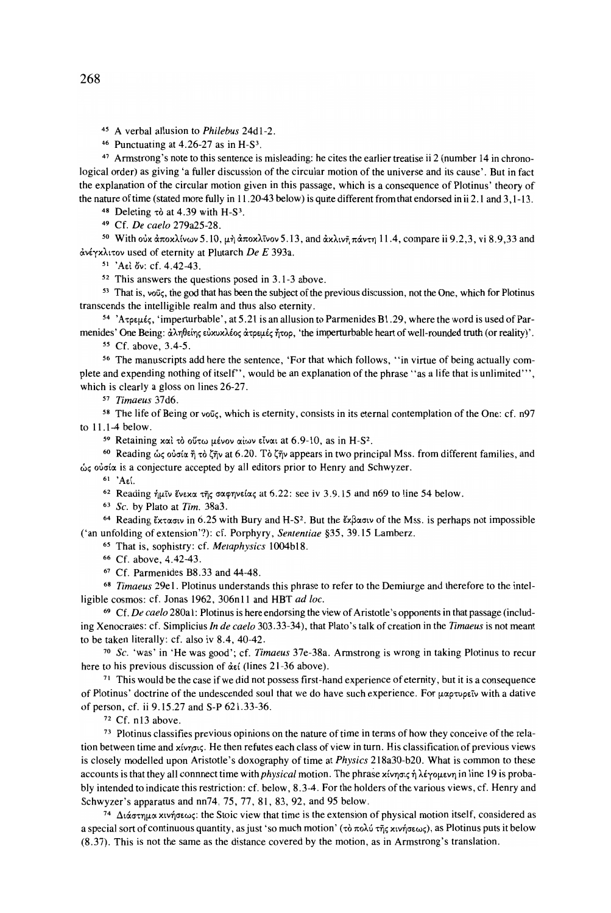[45] A verbal allusion to *Philebus* 24d1-2.

[46] Punctuating at 4.26-27 as in H-S[3].

[47] Armstrong's note to this sentence is misleading: he cites the earlier treatise ii 2 (number 14 in chronological order) as giving 'a fuller discussion of the circular motion of the universe and its cause'. But in fact the explanation of the circular motion given in this passage, which is a consequence of Plotinus' theory of the nature of time (stated more fully in 11.20-43 below) is quite different from that endorsed in ii 2.1 and 3,1-13.

[48] Deleting τὸ at 4.39 with H-S[3].

[49] Cf. *De caelo* 279a25-28.

[50] With οὐκ ἀποκλίνων 5.10, μὴ ἀποκλῖνον 5.13, and ἀκλινῆ πάντῃ 11.4, compare ii 9.2,3, vi 8.9,33 and ἀνέγκλιτον used of eternity at Plutarch *De E* 393a.

[51] Ἀεὶ ὄν: cf. 4.42-43.

[52] This answers the questions posed in 3.1-3 above.

[53] That is, νοῦς, the god that has been the subject of the previous discussion, not the One, which for Plotinus transcends the intelligible realm and thus also eternity.

[54] Ἀτρεμές, 'imperturbable', at 5.21 is an allusion to Parmenides B1.29, where the word is used of Parmenides' One Being: ἀληθείης εὐκυκλέος ἀτρεμὲς ἦτορ, 'the imperturbable heart of well-rounded truth (or reality)'.

[55] Cf. above, 3.4-5.

[56] The manuscripts add here the sentence, 'For that which follows, "in virtue of being actually complete and expending nothing of itself", would be an explanation of the phrase "as a life that is unlimited"', which is clearly a gloss on lines 26-27.

[57] *Timaeus* 37d6.

[58] The life of Being or νοῦς, which is eternity, consists in its eternal contemplation of the One: cf. n97 to 11.1-4 below.

[59] Retaining καὶ τὸ οὕτω μένον αἰὼν εἶναι at 6.9-10, as in H-S[2].

[60] Reading ὡς οὐσία ἢ τὸ ζῆν at 6.20. Τὸ ζῆν appears in two principal Mss. from different families, and ὡς οὐσία is a conjecture accepted by all editors prior to Henry and Schwyzer.

[61] Ἀεί.

[62] Reading ἡμῖν ἕνεκα τῆς σαφηνείας at 6.22: see iv 3.9.15 and n69 to line 54 below.

[63] *Sc.* by Plato at *Tim.* 38a3.

[64] Reading ἔκτασιν in 6.25 with Bury and H-S[2]. But the ἔκβασιν of the Mss. is perhaps not impossible ('an unfolding of extension'?): cf. Porphyry, *Sententiae* §35, 39.15 Lamberz.

[65] That is, sophistry: cf. *Metaphysics* 1004b18.

[66] Cf. above, 4.42-43.

[67] Cf. Parmenides B8.33 and 44-48.

[68] *Timaeus* 29e1. Plotinus understands this phrase to refer to the Demiurge and therefore to the intelligible cosmos: cf. Jonas 1962, 306n11 and HBT *ad loc.*

[69] Cf. *De caelo* 280a1: Plotinus is here endorsing the view of Aristotle's opponents in that passage (including Xenocrates: cf. Simplicius *In de caelo* 303.33-34), that Plato's talk of creation in the *Timaeus* is not meant to be taken literally: cf. also iv 8.4, 40-42.

[70] *Sc.* 'was' in 'He was good'; cf. *Timaeus* 37e-38a. Armstrong is wrong in taking Plotinus to recur here to his previous discussion of ἀεί (lines 21-36 above).

[71] This would be the case if we did not possess first-hand experience of eternity, but it is a consequence of Plotinus' doctrine of the undescended soul that we do have such experience. For μαρτυρεῖν with a dative of person, cf. ii 9.15.27 and S-P 621.33-36.

[72] Cf. n13 above.

[73] Plotinus classifies previous opinions on the nature of time in terms of how they conceive of the relation between time and κίνησις. He then refutes each class of view in turn. His classification of previous views is closely modelled upon Aristotle's doxography of time at *Physics* 218a30-b20. What is common to these accounts is that they all connnect time with *physical* motion. The phrase κίνησις ἡ λεγομένη in line 19 is probably intended to indicate this restriction: cf. below, 8.3-4. For the holders of the various views, cf. Henry and Schwyzer's apparatus and nn74, 75, 77, 81, 83, 92, and 95 below.

[74] Διάστημα κινήσεως: the Stoic view that time is the extension of physical motion itself, considered as a special sort of continuous quantity, as just 'so much motion' (τὸ πολὺ τῆς κινήσεως), as Plotinus puts it below (8.37). This is not the same as the distance covered by the motion, as in Armstrong's translation.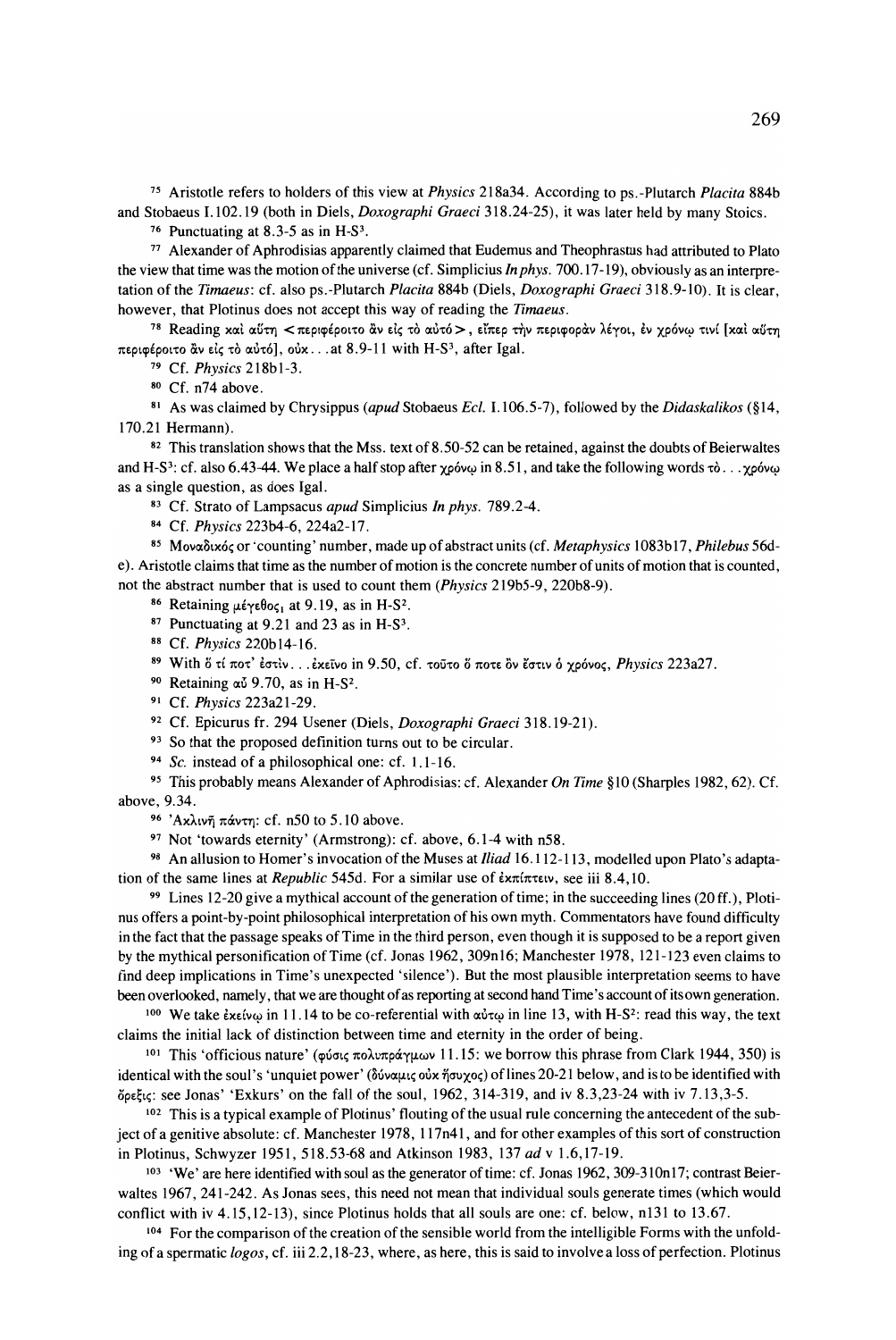[75] Aristotle refers to holders of this view at *Physics* 218a34. According to ps.-Plutarch *Placita* 884b and Stobaeus I.102.19 (both in Diels, *Doxographi Graeci* 318.24-25), it was later held by many Stoics.

[76] Punctuating at 8.3-5 as in H-S³.

[77] Alexander of Aphrodisias apparently claimed that Eudemus and Theophrastus had attributed to Plato the view that time was the motion of the universe (cf. Simplicius *In phys.* 700.17-19), obviously as an interpretation of the *Timaeus*: cf. also ps.-Plutarch *Placita* 884b (Diels, *Doxographi Graeci* 318.9-10). It is clear, however, that Plotinus does not accept this way of reading the *Timaeus*.

[78] Reading καὶ αὕτη <περιφέροιτο ἂν εἰς τὸ αὐτό>, εἴπερ τὴν περιφορὰν λέγοι, ἐν χρόνῳ τινί [καὶ αὕτη περιφέροιτο ἂν εἰς τὸ αὐτό], οὐχ. . . at 8.9-11 with H-S³, after Igal.

[79] Cf. *Physics* 218b1-3.

[80] Cf. n74 above.

[81] As was claimed by Chrysippus (*apud* Stobaeus *Ecl.* I.106.5-7), followed by the *Didaskalikos* (§14, 170.21 Hermann).

[82] This translation shows that the Mss. text of 8.50-52 can be retained, against the doubts of Beierwaltes and H-S³: cf. also 6.43-44. We place a half stop after χρόνῳ in 8.51, and take the following words τὸ. . . χρόνῳ as a single question, as does Igal.

[83] Cf. Strato of Lampsacus *apud* Simplicius *In phys.* 789.2-4.

[84] Cf. *Physics* 223b4-6, 224a2-17.

[85] Μοναδικός or 'counting' number, made up of abstract units (cf. *Metaphysics* 1083b17, *Philebus* 56d-e). Aristotle claims that time as the number of motion is the concrete number of units of motion that is counted, not the abstract number that is used to count them (*Physics* 219b5-9, 220b8-9).

[86] Retaining μέγεθος₁ at 9.19, as in H-S².

[87] Punctuating at 9.21 and 23 as in H-S³.

[88] Cf. *Physics* 220b14-16.

[89] With ὅ τί ποτ' ἐστίν. . . ἐκεῖνο in 9.50, cf. τοῦτο ὅ ποτε ὄν ἐστιν ὁ χρόνος, *Physics* 223a27.

[90] Retaining αὖ 9.70, as in H-S².

[91] Cf. *Physics* 223a21-29.

[92] Cf. Epicurus fr. 294 Usener (Diels, *Doxographi Graeci* 318.19-21).

[93] So that the proposed definition turns out to be circular.

[94] *Sc.* instead of a philosophical one: cf. 1.1-16.

[95] This probably means Alexander of Aphrodisias: cf. Alexander *On Time* §10 (Sharples 1982, 62). Cf. above, 9.34.

[96] Ἀκλινῆ πάντη: cf. n50 to 5.10 above.

[97] Not 'towards eternity' (Armstrong): cf. above, 6.1-4 with n58.

[98] An allusion to Homer's invocation of the Muses at *Iliad* 16.112-113, modelled upon Plato's adaptation of the same lines at *Republic* 545d. For a similar use of ἐκπίπτειν, see iii 8.4,10.

[99] Lines 12-20 give a mythical account of the generation of time; in the succeeding lines (20 ff.), Plotinus offers a point-by-point philosophical interpretation of his own myth. Commentators have found difficulty in the fact that the passage speaks of Time in the third person, even though it is supposed to be a report given by the mythical personification of Time (cf. Jonas 1962, 309n16; Manchester 1978, 121-123 even claims to find deep implications in Time's unexpected 'silence'). But the most plausible interpretation seems to have been overlooked, namely, that we are thought of as reporting at second hand Time's account of its own generation.

[100] We take ἐκείνῳ in 11.14 to be co-referential with αὐτῷ in line 13, with H-S²: read this way, the text claims the initial lack of distinction between time and eternity in the order of being.

[101] This 'officious nature' (φύσις πολυπράγμων 11.15: we borrow this phrase from Clark 1944, 350) is identical with the soul's 'unquiet power' (δύναμις οὐχ ἥσυχος) of lines 20-21 below, and is to be identified with ὄρεξις: see Jonas' 'Exkurs' on the fall of the soul, 1962, 314-319, and iv 8.3,23-24 with iv 7.13,3-5.

[102] This is a typical example of Plotinus' flouting of the usual rule concerning the antecedent of the subject of a genitive absolute: cf. Manchester 1978, 117n41, and for other examples of this sort of construction in Plotinus, Schwyzer 1951, 518.53-68 and Atkinson 1983, 137 *ad* v 1.6,17-19.

[103] 'We' are here identified with soul as the generator of time: cf. Jonas 1962, 309-310n17; contrast Beierwaltes 1967, 241-242. As Jonas sees, this need not mean that individual souls generate times (which would conflict with iv 4.15,12-13), since Plotinus holds that all souls are one: cf. below, n131 to 13.67.

[104] For the comparison of the creation of the sensible world from the intelligible Forms with the unfolding of a spermatic *logos*, cf. iii 2.2,18-23, where, as here, this is said to involve a loss of perfection. Plotinus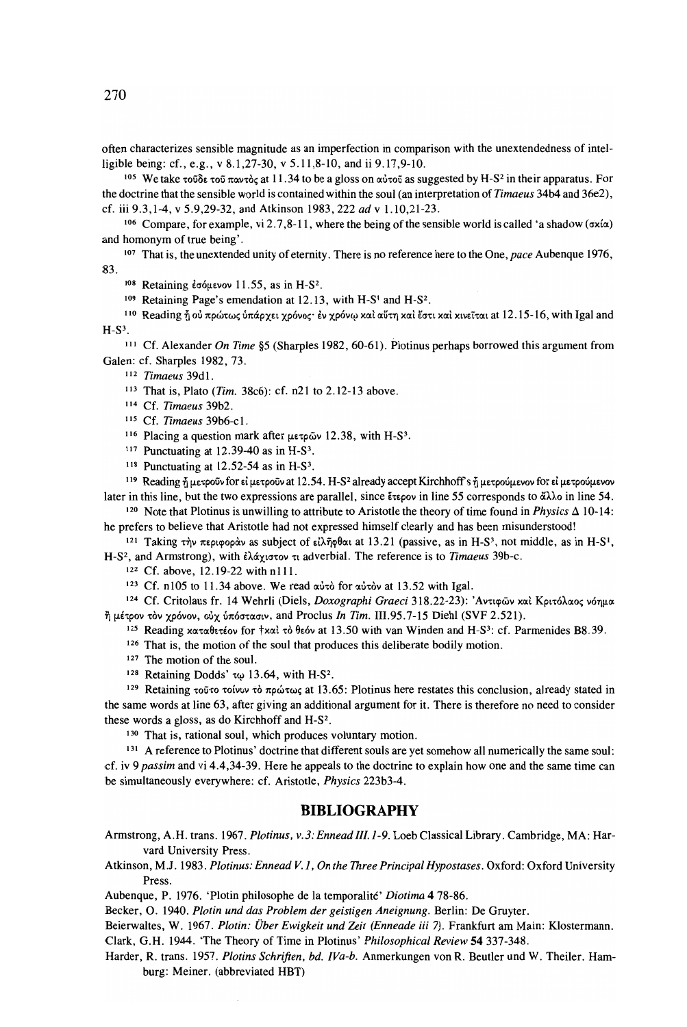often characterizes sensible magnitude as an imperfection in comparison with the unextendedness of intelligible being: cf., e.g., v 8.1,27-30, v 5.11,8-10, and ii 9.17,9-10.

[105] We take τοῦδε τοῦ παντὸς at 11.34 to be a gloss on αὐτοῦ as suggested by H-S[2] in their apparatus. For the doctrine that the sensible world is contained within the soul (an interpretation of *Timaeus* 34b4 and 36e2), cf. iii 9.3,1-4, v 5.9,29-32, and Atkinson 1983, 222 *ad* v 1.10,21-23.

[106] Compare, for example, vi 2.7,8-11, where the being of the sensible world is called 'a shadow (σκία) and homonym of true being'.

[107] That is, the unextended unity of eternity. There is no reference here to the One, *pace* Aubenque 1976, 83.

[108] Retaining ἐσόμενον 11.55, as in H-S[2].

[109] Retaining Page's emendation at 12.13, with H-S[1] and H-S[2].

[110] Reading ᾗ οὐ πρώτως ὑπάρχει χρόνος· ἐν χρόνῳ καὶ αὕτη καὶ ἔστι καὶ κινεῖται at 12.15-16, with Igal and H-S[3].

[111] Cf. Alexander *On Time* §5 (Sharples 1982, 60-61). Plotinus perhaps borrowed this argument from Galen: cf. Sharples 1982, 73.

[112] *Timaeus* 39d1.

[113] That is, Plato (*Tim.* 38c6): cf. n21 to 2.12-13 above.

[114] Cf. *Timaeus* 39b2.

[115] Cf. *Timaeus* 39b6-c1.

[116] Placing a question mark after μετρῶν 12.38, with H-S[3].

[117] Punctuating at 12.39-40 as in H-S[3].

[118] Punctuating at 12.52-54 as in H-S[3].

[119] Reading ᾗ μετροῦν for εἰ μετροῦν at 12.54. H-S[2] already accept Kirchhoff's ᾗ μετρούμενον for εἰ μετρούμενον later in this line, but the two expressions are parallel, since ἕτερον in line 55 corresponds to ἄλλο in line 54.

[120] Note that Plotinus is unwilling to attribute to Aristotle the theory of time found in *Physics* Δ 10-14: he prefers to believe that Aristotle had not expressed himself clearly and has been misunderstood!

[121] Taking τὴν περιφορὰν as subject of εἰλῆφθαι at 13.21 (passive, as in H-S[3], not middle, as in H-S[1], H-S[2], and Armstrong), with ἐλάχιστον τι adverbial. The reference is to *Timaeus* 39b-c.

[122] Cf. above, 12.19-22 with n111.

[123] Cf. n105 to 11.34 above. We read αὐτὸ for αὐτὸν at 13.52 with Igal.

[124] Cf. Critolaus fr. 14 Wehrli (Diels, *Doxographi Graeci* 318.22-23): Ἀντιφῶν καὶ Κριτόλαος νόημα ἢ μέτρον τὸν χρόνον, οὐχ ὑπόστασιν, and Proclus *In Tim.* III.95.7-15 Diehl (SVF 2.521).

[125] Reading καταθετέον for †καὶ τὸ θεόν at 13.50 with van Winden and H-S[3]: cf. Parmenides B8.39.

[126] That is, the motion of the soul that produces this deliberate bodily motion.

[127] The motion of the soul.

[128] Retaining Dodds' τῷ 13.64, with H-S[2].

[129] Retaining τοῦτο τοίνυν τὸ πρώτως at 13.65: Plotinus here restates this conclusion, already stated in the same words at line 63, after giving an additional argument for it. There is therefore no need to consider these words a gloss, as do Kirchhoff and H-S[2].

[130] That is, rational soul, which produces voluntary motion.

[131] A reference to Plotinus' doctrine that different souls are yet somehow all numerically the same soul: cf. iv 9 *passim* and vi 4.4,34-39. Here he appeals to the doctrine to explain how one and the same time can be simultaneously everywhere: cf. Aristotle, *Physics* 223b3-4.

## BIBLIOGRAPHY

Armstrong, A.H. trans. 1967. *Plotinus, v.3: Ennead III. 1-9*. Loeb Classical Library. Cambridge, MA: Harvard University Press.

Atkinson, M.J. 1983. *Plotinus: Ennead V. 1, On the Three Principal Hypostases*. Oxford: Oxford University Press.

Aubenque, P. 1976. 'Plotin philosophe de la temporalité' *Diotima* **4** 78-86.

Becker, O. 1940. *Plotin und das Problem der geistigen Aneignung*. Berlin: De Gruyter.

Beierwaltes, W. 1967. *Plotin: Über Ewigkeit und Zeit (Enneade iii 7)*. Frankfurt am Main: Klostermann.

Clark, G.H. 1944. 'The Theory of Time in Plotinus' *Philosophical Review* **54** 337-348.

Harder, R. trans. 1957. *Plotins Schriften, bd. IVa-b*. Anmerkungen von R. Beutler und W. Theiler. Hamburg: Meiner. (abbreviated HBT)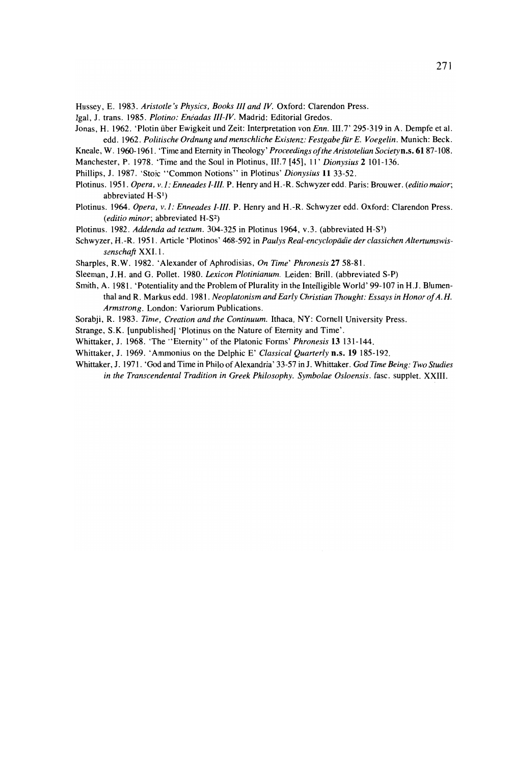Hussey, E. 1983. *Aristotle's Physics, Books III and IV*. Oxford: Clarendon Press.

Igal, J. trans. 1985. *Plotino: Enéadas III-IV*. Madrid: Editorial Gredos.

Jonas, H. 1962. 'Plotin über Ewigkeit und Zeit: Interpretation von *Enn.* III.7' 295-319 in A. Dempfe et al. edd. 1962. *Politische Ordnung und menschliche Existenz: Festgabe für E. Voegelin*. Munich: Beck.

Kneale, W. 1960-1961. 'Time and Eternity in Theology' *Proceedings of the Aristotelian Society* **n.s. 61** 87-108.

Manchester, P. 1978. 'Time and the Soul in Plotinus, III.7 [45], 11' *Dionysius* **2** 101-136.

Phillips, J. 1987. 'Stoic "Common Notions" in Plotinus' *Dionysius* **11** 33-52.

Plotinus. 1951. *Opera, v.1: Enneades I-III*. P. Henry and H.-R. Schwyzer edd. Paris: Brouwer. (*editio maior*; abbreviated H-S[1])

Plotinus. 1964. *Opera, v.1: Enneades I-III*. P. Henry and H.-R. Schwyzer edd. Oxford: Clarendon Press. (*editio minor*; abbreviated H-S[2])

Plotinus. 1982. *Addenda ad textum*. 304-325 in Plotinus 1964, v.3. (abbreviated H-S[3])

Schwyzer, H.-R. 1951. Article 'Plotinos' 468-592 in *Paulys Real-encyclopädie der classichen Altertumswissenschaft* XXI.1.

Sharples, R.W. 1982. 'Alexander of Aphrodisias, *On Time*' *Phronesis* **27** 58-81.

Sleeman, J.H. and G. Pollet. 1980. *Lexicon Plotinianum*. Leiden: Brill. (abbreviated S-P)

Smith, A. 1981. 'Potentiality and the Problem of Plurality in the Intelligible World' 99-107 in H.J. Blumenthal and R. Markus edd. 1981. *Neoplatonism and Early Christian Thought: Essays in Honor of A.H. Armstrong*. London: Variorum Publications.

Sorabji, R. 1983. *Time, Creation and the Continuum*. Ithaca, NY: Cornell University Press.

Strange, S.K. [unpublished] 'Plotinus on the Nature of Eternity and Time'.

Whittaker, J. 1968. 'The "Eternity" of the Platonic Forms' *Phronesis* **13** 131-144.

Whittaker, J. 1969. 'Ammonius on the Delphic E' *Classical Quarterly* **n.s. 19** 185-192.

Whittaker, J. 1971. 'God and Time in Philo of Alexandria' 33-57 in J. Whittaker. *God Time Being: Two Studies in the Transcendental Tradition in Greek Philosophy. Symbolae Osloensis*. fasc. supplet. XXIII.